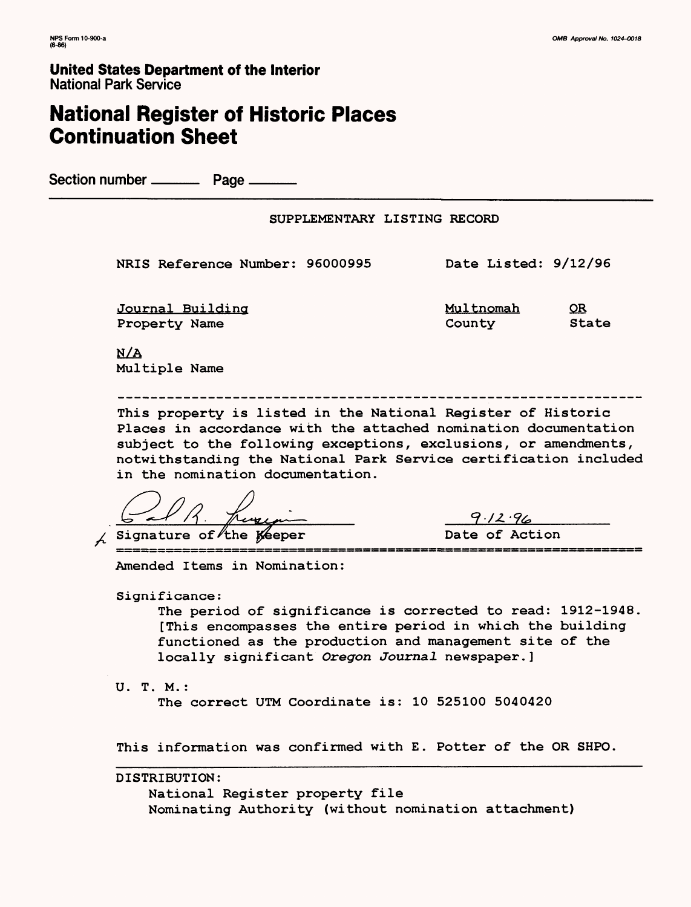NPS Form 10-900-a
(8-86)

OMB Approval No. 1024-0018

**United States Department of the Interior**
National Park Service

# National Register of Historic Places Continuation Sheet

Section number ______ Page ______

SUPPLEMENTARY LISTING RECORD

NRIS Reference Number: 96000995 Date Listed: 9/12/96

Journal Building — Property Name
Multnomah — County
OR — State

N/A — Multiple Name

---

This property is listed in the National Register of Historic Places in accordance with the attached nomination documentation subject to the following exceptions, exclusions, or amendments, notwithstanding the National Park Service certification included in the nomination documentation.

Signature of the Keeper: [signature]
Date of Action: 9.12.96

---

Amended Items in Nomination:

Significance:
The period of significance is corrected to read: 1912-1948. [This encompasses the entire period in which the building functioned as the production and management site of the locally significant *Oregon Journal* newspaper.]

U. T. M.:
The correct UTM Coordinate is: 10 525100 5040420

This information was confirmed with E. Potter of the OR SHPO.

---

DISTRIBUTION:
- National Register property file
- Nominating Authority (without nomination attachment)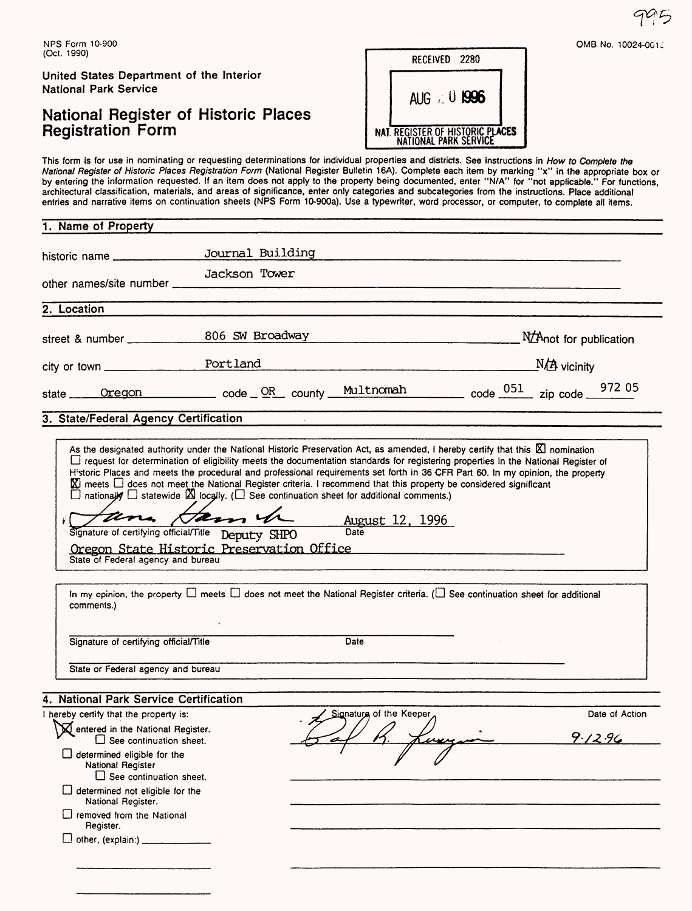NPS Form 10-900
(Oct. 1990)

OMB No. 10024-0018

United States Department of the Interior
National Park Service

# National Register of Historic Places Registration Form

RECEIVED 2280

AUG 20 1996

NAT. REGISTER OF HISTORIC PLACES
NATIONAL PARK SERVICE

This form is for use in nominating or requesting determinations for individual properties and districts. See instructions in *How to Complete the National Register of Historic Places Registration Form* (National Register Bulletin 16A). Complete each item by marking "x" in the appropriate box or by entering the information requested. If an item does not apply to the property being documented, enter "N/A" for "not applicable." For functions, architectural classification, materials, and areas of significance, enter only categories and subcategories from the instructions. Place additional entries and narrative items on continuation sheets (NPS Form 10-900a). Use a typewriter, word processor, or computer, to complete all items.

## 1. Name of Property

historic name: Journal Building

other names/site number: Jackson Tower

## 2. Location

street & number: 806 SW Broadway — N/A not for publication

city or town: Portland — N/A vicinity

state: Oregon code: OR county: Multnomah code: 051 zip code: 972 05

## 3. State/Federal Agency Certification

As the designated authority under the National Historic Preservation Act, as amended, I hereby certify that this ☒ nomination ☐ request for determination of eligibility meets the documentation standards for registering properties in the National Register of Historic Places and meets the procedural and professional requirements set forth in 36 CFR Part 60. In my opinion, the property ☒ meets ☐ does not meet the National Register criteria. I recommend that this property be considered significant ☐ nationally ☐ statewide ☒ locally. (☐ See continuation sheet for additional comments.)

Signature of certifying official/Title: Deputy SHPO — Date: August 12, 1996

State of Federal agency and bureau: Oregon State Historic Preservation Office

In my opinion, the property ☐ meets ☐ does not meet the National Register criteria. (☐ See continuation sheet for additional comments.)

Signature of certifying official/Title — Date

State or Federal agency and bureau

## 4. National Park Service Certification

I hereby certify that the property is:

- ☒ entered in the National Register.
  - ☐ See continuation sheet.
- ☐ determined eligible for the National Register
  - ☐ See continuation sheet.
- ☐ determined not eligible for the National Register.
- ☐ removed from the National Register.
- ☐ other, (explain:)

Signature of the Keeper — Date of Action: 9.12.96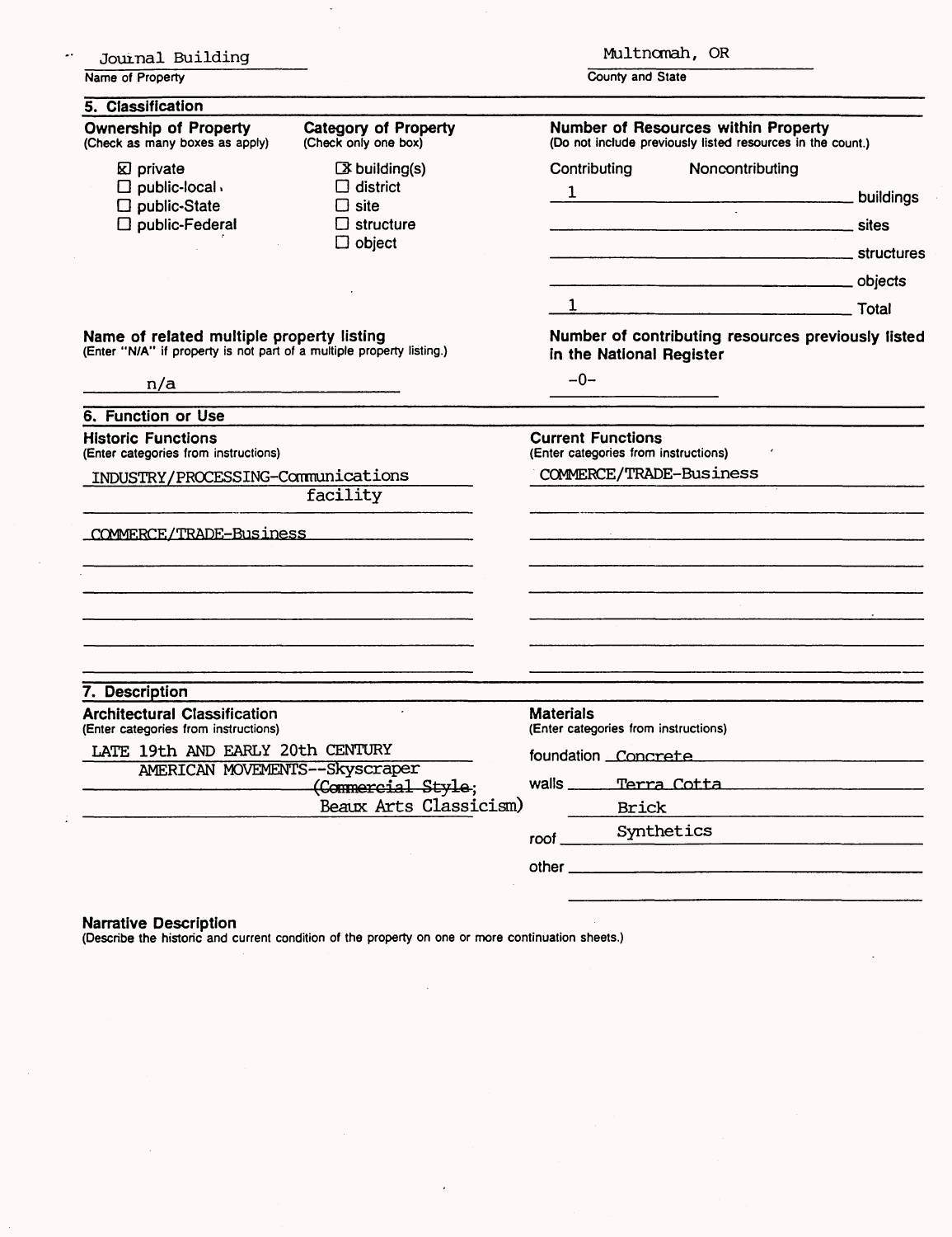Journal Building
Name of Property

Multnomah, OR
County and State

## 5. Classification

**Ownership of Property** (Check as many boxes as apply)

- [x] private
- [ ] public-local
- [ ] public-State
- [ ] public-Federal

**Category of Property** (Check only one box)

- [x] building(s)
- [ ] district
- [ ] site
- [ ] structure
- [ ] object

**Number of Resources within Property** (Do not include previously listed resources in the count.)

| Contributing | Noncontributing | |
|---|---|---|
| 1 | | buildings |
| | | sites |
| | | structures |
| | | objects |
| 1 | | Total |

**Name of related multiple property listing** (Enter "N/A" if property is not part of a multiple property listing.)

n/a

**Number of contributing resources previously listed in the National Register**

-0-

## 6. Function or Use

**Historic Functions** (Enter categories from instructions)

INDUSTRY/PROCESSING-Communications facility

COMMERCE/TRADE-Business

**Current Functions** (Enter categories from instructions)

COMMERCE/TRADE-Business

## 7. Description

**Architectural Classification** (Enter categories from instructions)

LATE 19th AND EARLY 20th CENTURY AMERICAN MOVEMENTS--Skyscraper ~~(Commercial Style~~; Beaux Arts Classicism)

**Materials** (Enter categories from instructions)

foundation Concrete

walls Terra Cotta
Brick

roof Synthetics

other

**Narrative Description**
(Describe the historic and current condition of the property on one or more continuation sheets.)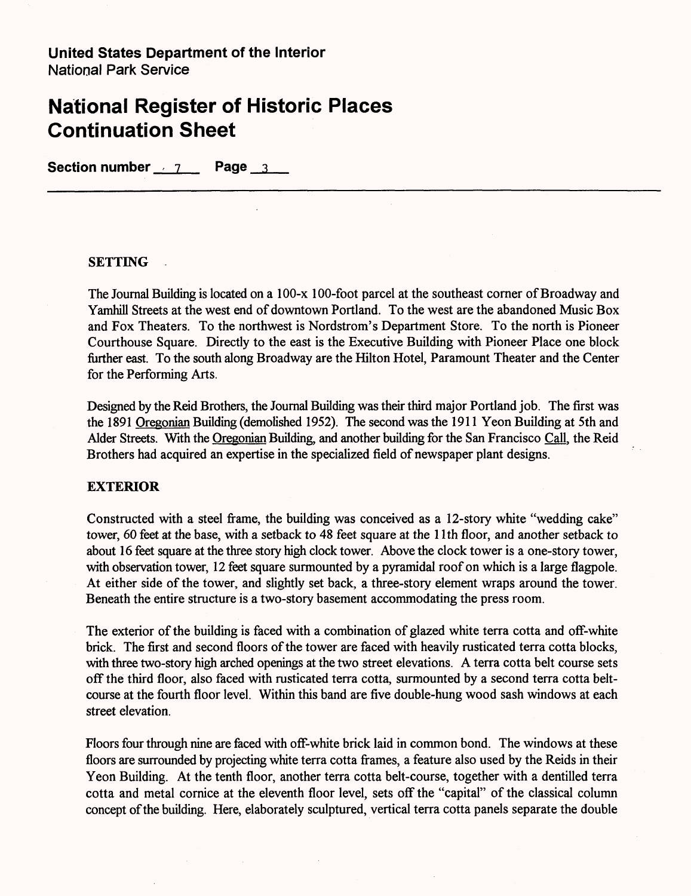**United States Department of the Interior**
National Park Service

# National Register of Historic Places Continuation Sheet

**Section number** 7 **Page** 3

---

### SETTING

The Journal Building is located on a 100-x 100-foot parcel at the southeast corner of Broadway and Yamhill Streets at the west end of downtown Portland. To the west are the abandoned Music Box and Fox Theaters. To the northwest is Nordstrom's Department Store. To the north is Pioneer Courthouse Square. Directly to the east is the Executive Building with Pioneer Place one block further east. To the south along Broadway are the Hilton Hotel, Paramount Theater and the Center for the Performing Arts.

Designed by the Reid Brothers, the Journal Building was their third major Portland job. The first was the 1891 Oregonian Building (demolished 1952). The second was the 1911 Yeon Building at 5th and Alder Streets. With the Oregonian Building, and another building for the San Francisco Call, the Reid Brothers had acquired an expertise in the specialized field of newspaper plant designs.

### EXTERIOR

Constructed with a steel frame, the building was conceived as a 12-story white "wedding cake" tower, 60 feet at the base, with a setback to 48 feet square at the 11th floor, and another setback to about 16 feet square at the three story high clock tower. Above the clock tower is a one-story tower, with observation tower, 12 feet square surmounted by a pyramidal roof on which is a large flagpole. At either side of the tower, and slightly set back, a three-story element wraps around the tower. Beneath the entire structure is a two-story basement accommodating the press room.

The exterior of the building is faced with a combination of glazed white terra cotta and off-white brick. The first and second floors of the tower are faced with heavily rusticated terra cotta blocks, with three two-story high arched openings at the two street elevations. A terra cotta belt course sets off the third floor, also faced with rusticated terra cotta, surmounted by a second terra cotta belt-course at the fourth floor level. Within this band are five double-hung wood sash windows at each street elevation.

Floors four through nine are faced with off-white brick laid in common bond. The windows at these floors are surrounded by projecting white terra cotta frames, a feature also used by the Reids in their Yeon Building. At the tenth floor, another terra cotta belt-course, together with a dentilled terra cotta and metal cornice at the eleventh floor level, sets off the "capital" of the classical column concept of the building. Here, elaborately sculptured, vertical terra cotta panels separate the double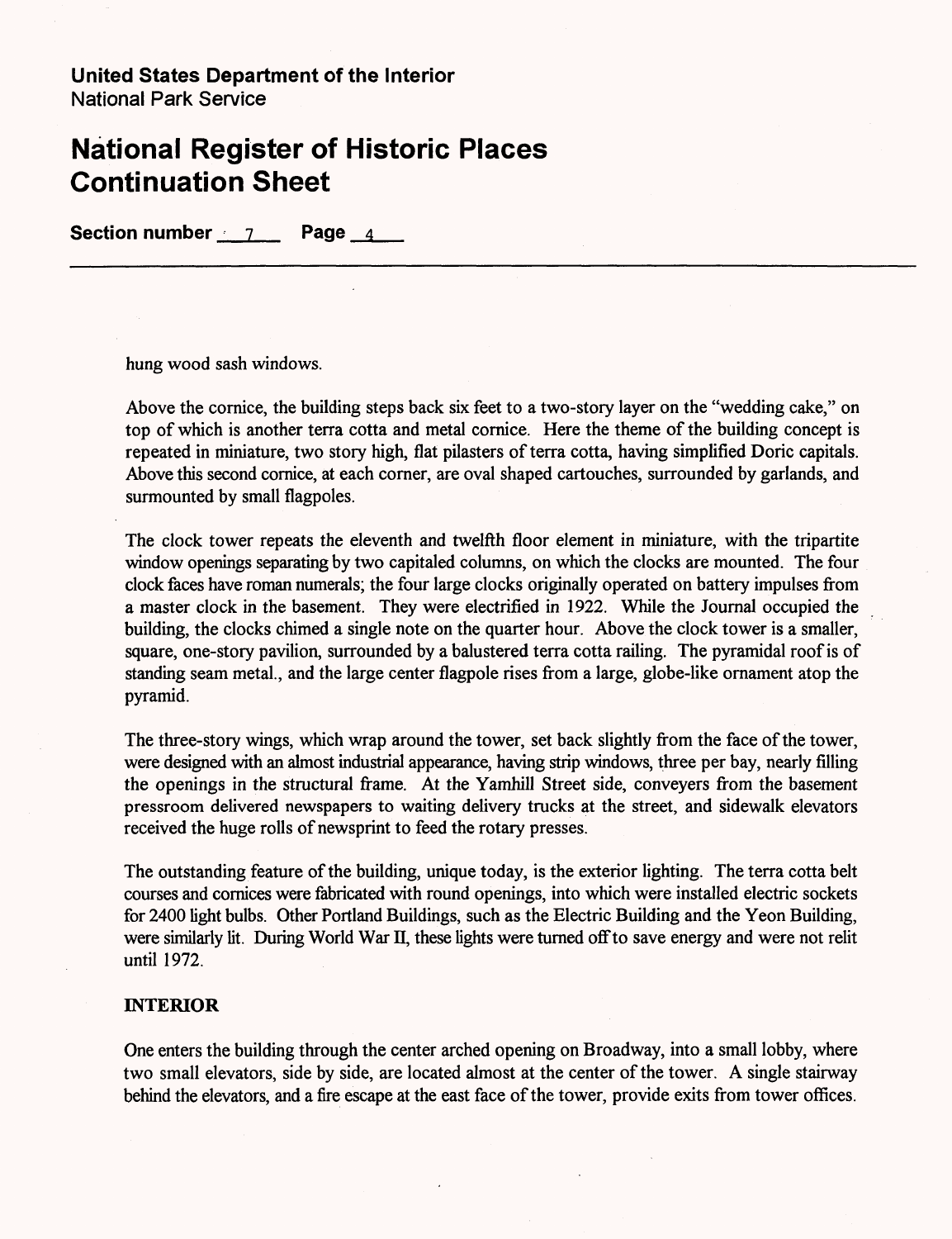hung wood sash windows.

Above the cornice, the building steps back six feet to a two-story layer on the "wedding cake," on top of which is another terra cotta and metal cornice. Here the theme of the building concept is repeated in miniature, two story high, flat pilasters of terra cotta, having simplified Doric capitals. Above this second cornice, at each corner, are oval shaped cartouches, surrounded by garlands, and surmounted by small flagpoles.

The clock tower repeats the eleventh and twelfth floor element in miniature, with the tripartite window openings separating by two capitaled columns, on which the clocks are mounted. The four clock faces have roman numerals; the four large clocks originally operated on battery impulses from a master clock in the basement. They were electrified in 1922. While the Journal occupied the building, the clocks chimed a single note on the quarter hour. Above the clock tower is a smaller, square, one-story pavilion, surrounded by a balustered terra cotta railing. The pyramidal roof is of standing seam metal., and the large center flagpole rises from a large, globe-like ornament atop the pyramid.

The three-story wings, which wrap around the tower, set back slightly from the face of the tower, were designed with an almost industrial appearance, having strip windows, three per bay, nearly filling the openings in the structural frame. At the Yamhill Street side, conveyers from the basement pressroom delivered newspapers to waiting delivery trucks at the street, and sidewalk elevators received the huge rolls of newsprint to feed the rotary presses.

The outstanding feature of the building, unique today, is the exterior lighting. The terra cotta belt courses and cornices were fabricated with round openings, into which were installed electric sockets for 2400 light bulbs. Other Portland Buildings, such as the Electric Building and the Yeon Building, were similarly lit. During World War II, these lights were turned off to save energy and were not relit until 1972.

## INTERIOR

One enters the building through the center arched opening on Broadway, into a small lobby, where two small elevators, side by side, are located almost at the center of the tower. A single stairway behind the elevators, and a fire escape at the east face of the tower, provide exits from tower offices.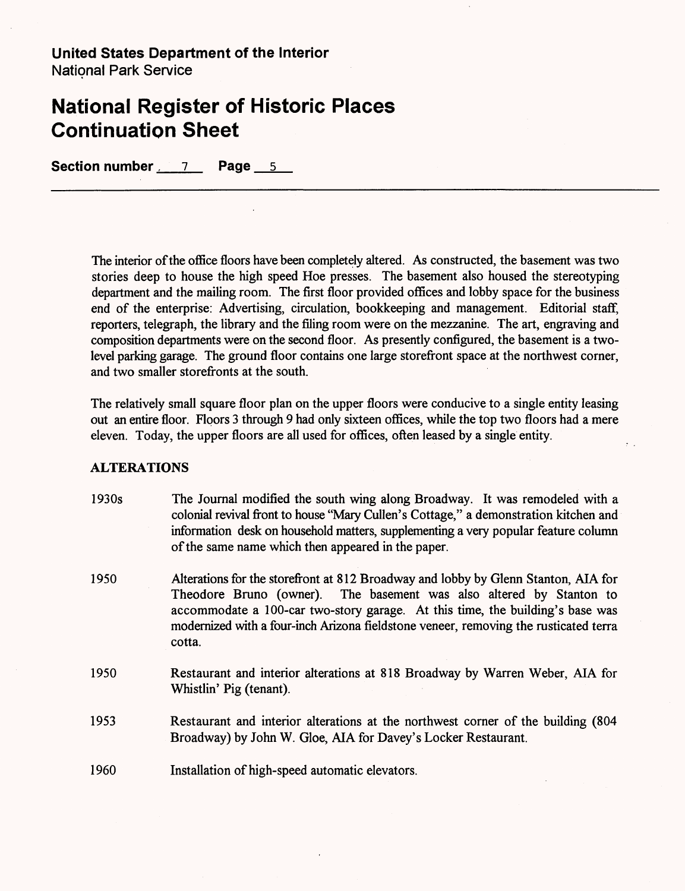The interior of the office floors have been completely altered. As constructed, the basement was two stories deep to house the high speed Hoe presses. The basement also housed the stereotyping department and the mailing room. The first floor provided offices and lobby space for the business end of the enterprise: Advertising, circulation, bookkeeping and management. Editorial staff, reporters, telegraph, the library and the filing room were on the mezzanine. The art, engraving and composition departments were on the second floor. As presently configured, the basement is a two-level parking garage. The ground floor contains one large storefront space at the northwest corner, and two smaller storefronts at the south.

The relatively small square floor plan on the upper floors were conducive to a single entity leasing out an entire floor. Floors 3 through 9 had only sixteen offices, while the top two floors had a mere eleven. Today, the upper floors are all used for offices, often leased by a single entity.

**ALTERATIONS**

1930s — The Journal modified the south wing along Broadway. It was remodeled with a colonial revival front to house "Mary Cullen's Cottage," a demonstration kitchen and information desk on household matters, supplementing a very popular feature column of the same name which then appeared in the paper.

1950 — Alterations for the storefront at 812 Broadway and lobby by Glenn Stanton, AIA for Theodore Bruno (owner). The basement was also altered by Stanton to accommodate a 100-car two-story garage. At this time, the building's base was modernized with a four-inch Arizona fieldstone veneer, removing the rusticated terra cotta.

1950 — Restaurant and interior alterations at 818 Broadway by Warren Weber, AIA for Whistlin' Pig (tenant).

1953 — Restaurant and interior alterations at the northwest corner of the building (804 Broadway) by John W. Gloe, AIA for Davey's Locker Restaurant.

1960 — Installation of high-speed automatic elevators.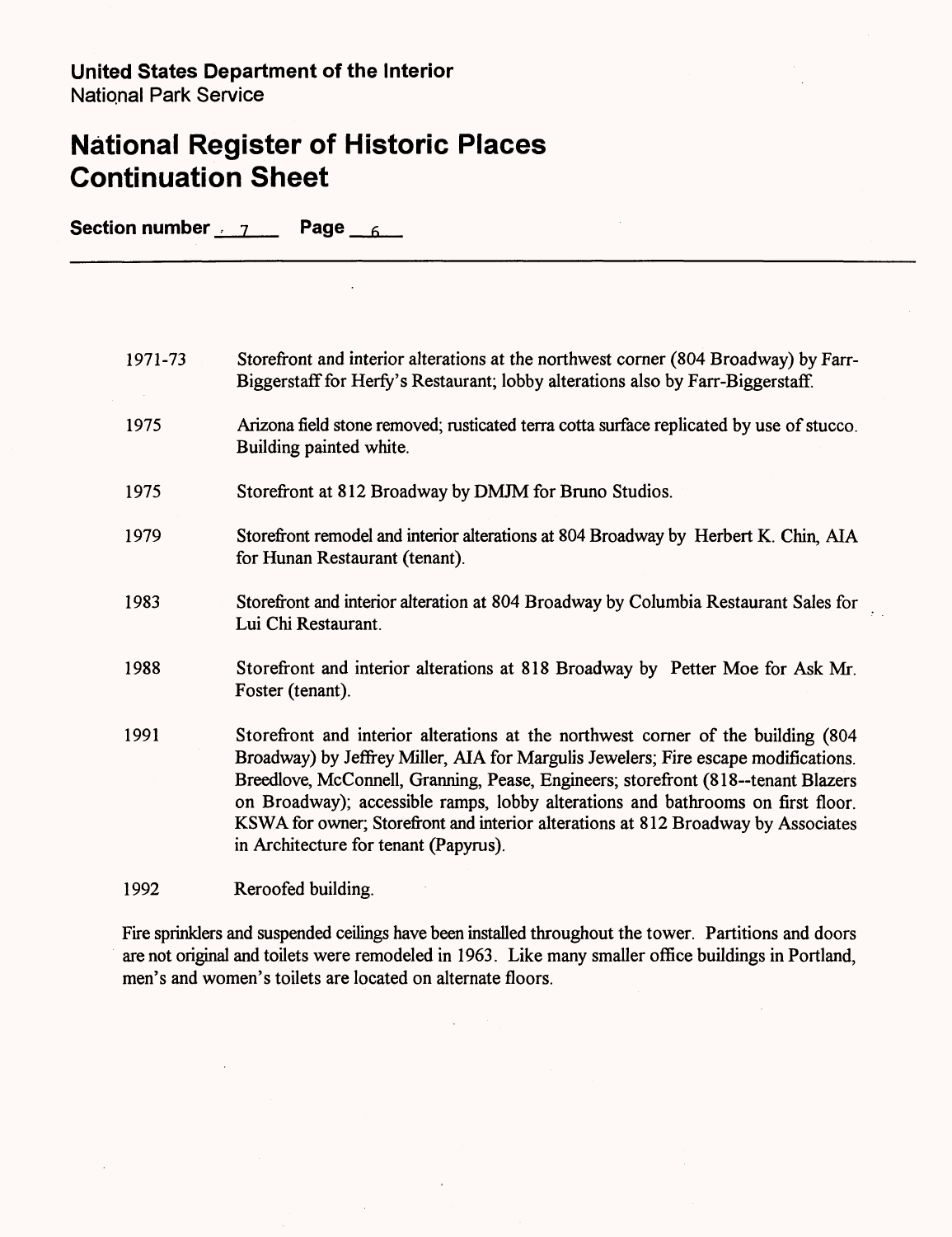**United States Department of the Interior**
National Park Service

# National Register of Historic Places Continuation Sheet

**Section number** 7 **Page** 6

| | |
|---|---|
| 1971-73 | Storefront and interior alterations at the northwest corner (804 Broadway) by Farr-Biggerstaff for Herfy's Restaurant; lobby alterations also by Farr-Biggerstaff. |
| 1975 | Arizona field stone removed; rusticated terra cotta surface replicated by use of stucco. Building painted white. |
| 1975 | Storefront at 812 Broadway by DMJM for Bruno Studios. |
| 1979 | Storefront remodel and interior alterations at 804 Broadway by Herbert K. Chin, AIA for Hunan Restaurant (tenant). |
| 1983 | Storefront and interior alteration at 804 Broadway by Columbia Restaurant Sales for Lui Chi Restaurant. |
| 1988 | Storefront and interior alterations at 818 Broadway by Petter Moe for Ask Mr. Foster (tenant). |
| 1991 | Storefront and interior alterations at the northwest corner of the building (804 Broadway) by Jeffrey Miller, AIA for Margulis Jewelers; Fire escape modifications. Breedlove, McConnell, Granning, Pease, Engineers; storefront (818--tenant Blazers on Broadway); accessible ramps, lobby alterations and bathrooms on first floor. KSWA for owner; Storefront and interior alterations at 812 Broadway by Associates in Architecture for tenant (Papyrus). |
| 1992 | Reroofed building. |

Fire sprinklers and suspended ceilings have been installed throughout the tower. Partitions and doors are not original and toilets were remodeled in 1963. Like many smaller office buildings in Portland, men's and women's toilets are located on alternate floors.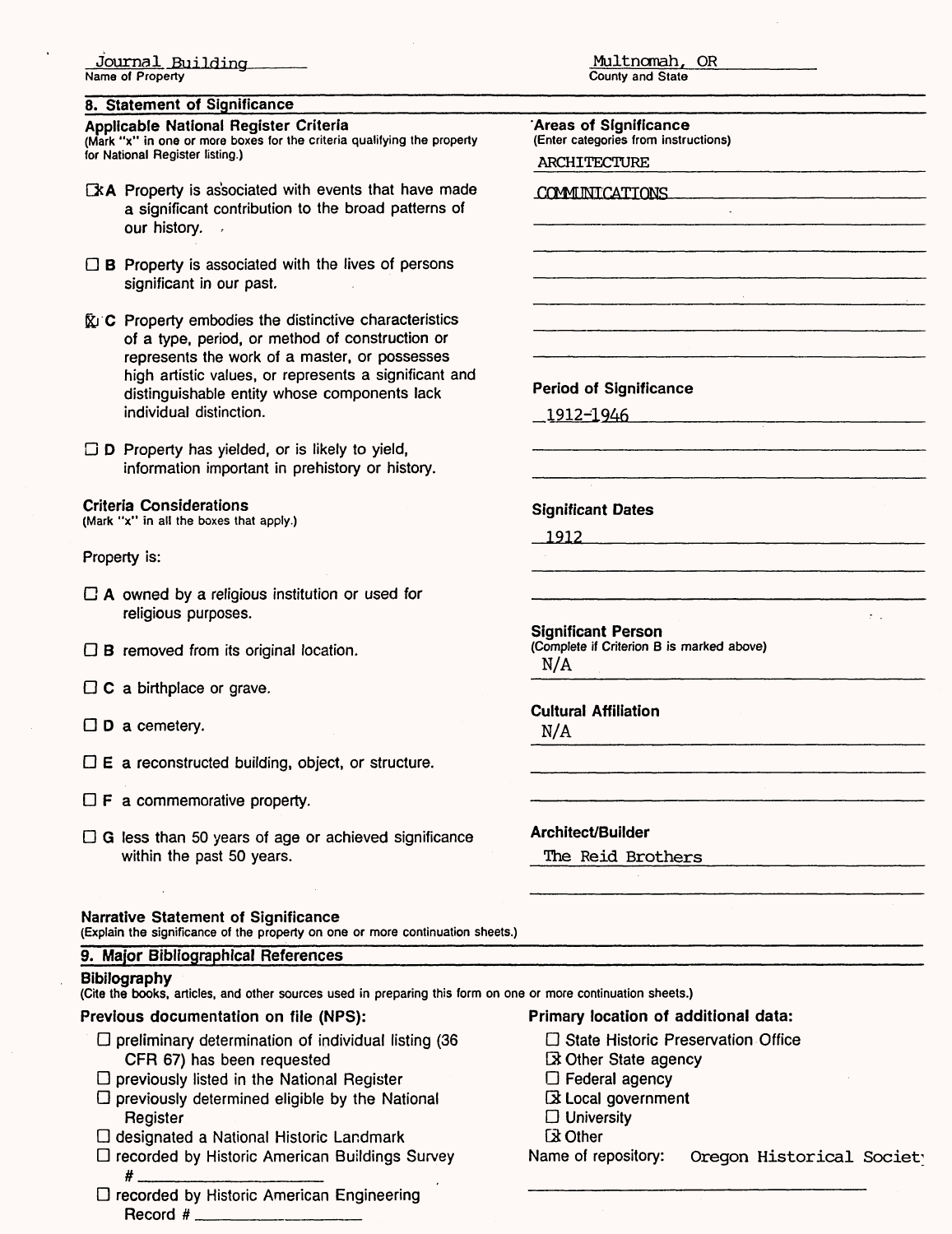Journal Building
Name of Property

Multnomah, OR
County and State

## 8. Statement of Significance

**Applicable National Register Criteria**
(Mark "x" in one or more boxes for the criteria qualifying the property for National Register listing.)

- [x] **A** Property is associated with events that have made a significant contribution to the broad patterns of our history.
- [ ] **B** Property is associated with the lives of persons significant in our past.
- [x] **C** Property embodies the distinctive characteristics of a type, period, or method of construction or represents the work of a master, or possesses high artistic values, or represents a significant and distinguishable entity whose components lack individual distinction.
- [ ] **D** Property has yielded, or is likely to yield, information important in prehistory or history.

**Criteria Considerations**
(Mark "x" in all the boxes that apply.)

Property is:

- [ ] **A** owned by a religious institution or used for religious purposes.
- [ ] **B** removed from its original location.
- [ ] **C** a birthplace or grave.
- [ ] **D** a cemetery.
- [ ] **E** a reconstructed building, object, or structure.
- [ ] **F** a commemorative property.
- [ ] **G** less than 50 years of age or achieved significance within the past 50 years.

**Areas of Significance**
(Enter categories from instructions)

ARCHITECTURE

COMMUNICATIONS

**Period of Significance**

1912-1946

**Significant Dates**

1912

**Significant Person**
(Complete if Criterion B is marked above)

N/A

**Cultural Affiliation**

N/A

**Architect/Builder**

The Reid Brothers

**Narrative Statement of Significance**
(Explain the significance of the property on one or more continuation sheets.)

## 9. Major Bibliographical References

**Bibilography**
(Cite the books, articles, and other sources used in preparing this form on one or more continuation sheets.)

**Previous documentation on file (NPS):**

- [ ] preliminary determination of individual listing (36 CFR 67) has been requested
- [ ] previously listed in the National Register
- [ ] previously determined eligible by the National Register
- [ ] designated a National Historic Landmark
- [ ] recorded by Historic American Buildings Survey # ____________
- [ ] recorded by Historic American Engineering Record # ____________

**Primary location of additional data:**

- [ ] State Historic Preservation Office
- [x] Other State agency
- [ ] Federal agency
- [x] Local government
- [ ] University
- [x] Other

Name of repository: Oregon Historical Society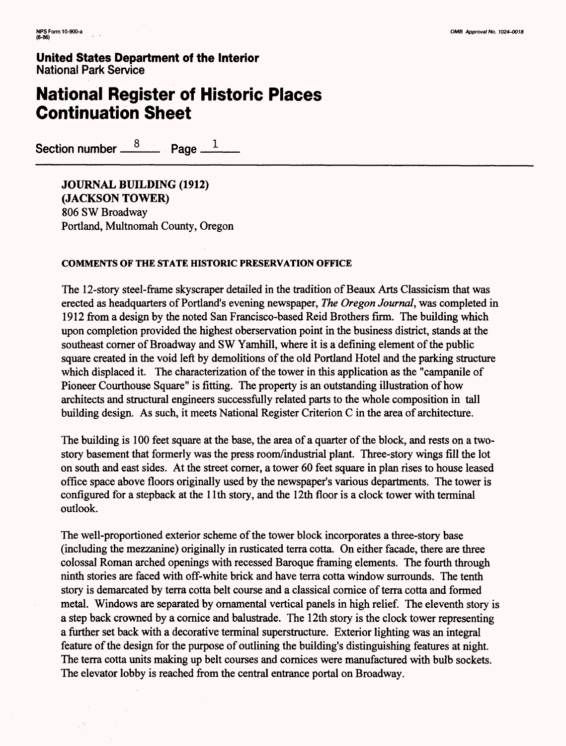**United States Department of the Interior**
National Park Service

# National Register of Historic Places Continuation Sheet

Section number 8 Page 1

**JOURNAL BUILDING (1912)**
**(JACKSON TOWER)**
806 SW Broadway
Portland, Multnomah County, Oregon

**COMMENTS OF THE STATE HISTORIC PRESERVATION OFFICE**

The 12-story steel-frame skyscraper detailed in the tradition of Beaux Arts Classicism that was erected as headquarters of Portland's evening newspaper, *The Oregon Journal*, was completed in 1912 from a design by the noted San Francisco-based Reid Brothers firm. The building which upon completion provided the highest oberservation point in the business district, stands at the southeast corner of Broadway and SW Yamhill, where it is a defining element of the public square created in the void left by demolitions of the old Portland Hotel and the parking structure which displaced it. The characterization of the tower in this application as the "campanile of Pioneer Courthouse Square" is fitting. The property is an outstanding illustration of how architects and structural engineers successfully related parts to the whole composition in tall building design. As such, it meets National Register Criterion C in the area of architecture.

The building is 100 feet square at the base, the area of a quarter of the block, and rests on a two-story basement that formerly was the press room/industrial plant. Three-story wings fill the lot on south and east sides. At the street corner, a tower 60 feet square in plan rises to house leased office space above floors originally used by the newspaper's various departments. The tower is configured for a stepback at the 11th story, and the 12th floor is a clock tower with terminal outlook.

The well-proportioned exterior scheme of the tower block incorporates a three-story base (including the mezzanine) originally in rusticated terra cotta. On either facade, there are three colossal Roman arched openings with recessed Baroque framing elements. The fourth through ninth stories are faced with off-white brick and have terra cotta window surrounds. The tenth story is demarcated by terra cotta belt course and a classical cornice of terra cotta and formed metal. Windows are separated by ornamental vertical panels in high relief. The eleventh story is a step back crowned by a cornice and balustrade. The 12th story is the clock tower representing a further set back with a decorative terminal superstructure. Exterior lighting was an integral feature of the design for the purpose of outlining the building's distinguishing features at night. The terra cotta units making up belt courses and cornices were manufactured with bulb sockets. The elevator lobby is reached from the central entrance portal on Broadway.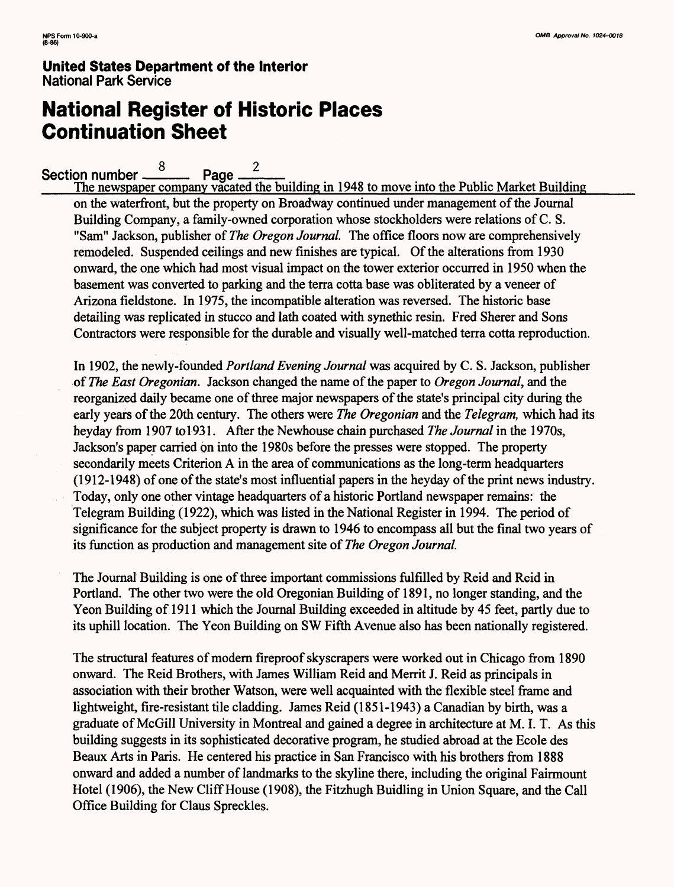**United States Department of the Interior**
National Park Service

# National Register of Historic Places Continuation Sheet

Section number 8 Page 2

The newspaper company vacated the building in 1948 to move into the Public Market Building on the waterfront, but the property on Broadway continued under management of the Journal Building Company, a family-owned corporation whose stockholders were relations of C. S. "Sam" Jackson, publisher of *The Oregon Journal*. The office floors now are comprehensively remodeled. Suspended ceilings and new finishes are typical. Of the alterations from 1930 onward, the one which had most visual impact on the tower exterior occurred in 1950 when the basement was converted to parking and the terra cotta base was obliterated by a veneer of Arizona fieldstone. In 1975, the incompatible alteration was reversed. The historic base detailing was replicated in stucco and lath coated with synethic resin. Fred Sherer and Sons Contractors were responsible for the durable and visually well-matched terra cotta reproduction.

In 1902, the newly-founded *Portland Evening Journal* was acquired by C. S. Jackson, publisher of *The East Oregonian*. Jackson changed the name of the paper to *Oregon Journal*, and the reorganized daily became one of three major newspapers of the state's principal city during the early years of the 20th century. The others were *The Oregonian* and the *Telegram*, which had its heyday from 1907 to1931. After the Newhouse chain purchased *The Journal* in the 1970s, Jackson's paper carried on into the 1980s before the presses were stopped. The property secondarily meets Criterion A in the area of communications as the long-term headquarters (1912-1948) of one of the state's most influential papers in the heyday of the print news industry. Today, only one other vintage headquarters of a historic Portland newspaper remains: the Telegram Building (1922), which was listed in the National Register in 1994. The period of significance for the subject property is drawn to 1946 to encompass all but the final two years of its function as production and management site of *The Oregon Journal*.

The Journal Building is one of three important commissions fulfilled by Reid and Reid in Portland. The other two were the old Oregonian Building of 1891, no longer standing, and the Yeon Building of 1911 which the Journal Building exceeded in altitude by 45 feet, partly due to its uphill location. The Yeon Building on SW Fifth Avenue also has been nationally registered.

The structural features of modern fireproof skyscrapers were worked out in Chicago from 1890 onward. The Reid Brothers, with James William Reid and Merrit J. Reid as principals in association with their brother Watson, were well acquainted with the flexible steel frame and lightweight, fire-resistant tile cladding. James Reid (1851-1943) a Canadian by birth, was a graduate of McGill University in Montreal and gained a degree in architecture at M. I. T. As this building suggests in its sophisticated decorative program, he studied abroad at the Ecole des Beaux Arts in Paris. He centered his practice in San Francisco with his brothers from 1888 onward and added a number of landmarks to the skyline there, including the original Fairmount Hotel (1906), the New Cliff House (1908), the Fitzhugh Buidling in Union Square, and the Call Office Building for Claus Spreckles.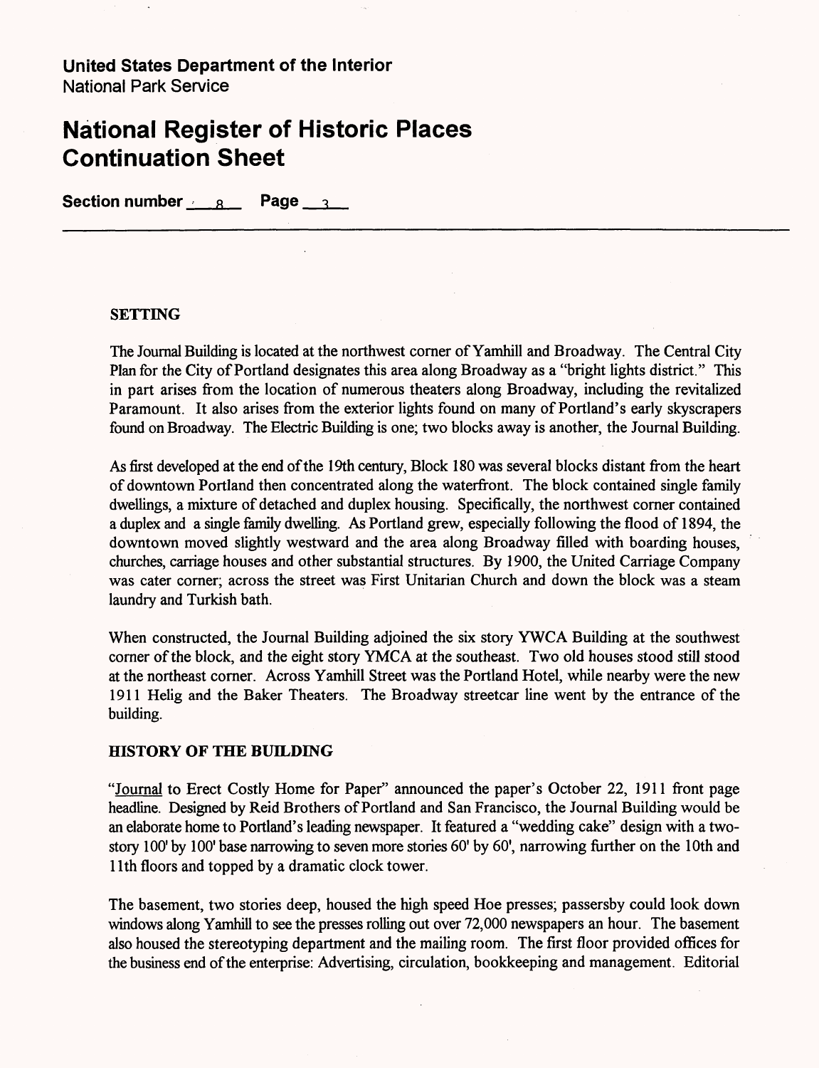**United States Department of the Interior**
National Park Service

# National Register of Historic Places Continuation Sheet

**Section number** 8 **Page** 3

### SETTING

The Journal Building is located at the northwest corner of Yamhill and Broadway. The Central City Plan for the City of Portland designates this area along Broadway as a "bright lights district." This in part arises from the location of numerous theaters along Broadway, including the revitalized Paramount. It also arises from the exterior lights found on many of Portland's early skyscrapers found on Broadway. The Electric Building is one; two blocks away is another, the Journal Building.

As first developed at the end of the 19th century, Block 180 was several blocks distant from the heart of downtown Portland then concentrated along the waterfront. The block contained single family dwellings, a mixture of detached and duplex housing. Specifically, the northwest corner contained a duplex and a single family dwelling. As Portland grew, especially following the flood of 1894, the downtown moved slightly westward and the area along Broadway filled with boarding houses, churches, carriage houses and other substantial structures. By 1900, the United Carriage Company was cater corner; across the street was First Unitarian Church and down the block was a steam laundry and Turkish bath.

When constructed, the Journal Building adjoined the six story YWCA Building at the southwest corner of the block, and the eight story YMCA at the southeast. Two old houses stood still stood at the northeast corner. Across Yamhill Street was the Portland Hotel, while nearby were the new 1911 Helig and the Baker Theaters. The Broadway streetcar line went by the entrance of the building.

### HISTORY OF THE BUILDING

"Journal to Erect Costly Home for Paper" announced the paper's October 22, 1911 front page headline. Designed by Reid Brothers of Portland and San Francisco, the Journal Building would be an elaborate home to Portland's leading newspaper. It featured a "wedding cake" design with a two-story 100' by 100' base narrowing to seven more stories 60' by 60', narrowing further on the 10th and 11th floors and topped by a dramatic clock tower.

The basement, two stories deep, housed the high speed Hoe presses; passersby could look down windows along Yamhill to see the presses rolling out over 72,000 newspapers an hour. The basement also housed the stereotyping department and the mailing room. The first floor provided offices for the business end of the enterprise: Advertising, circulation, bookkeeping and management. Editorial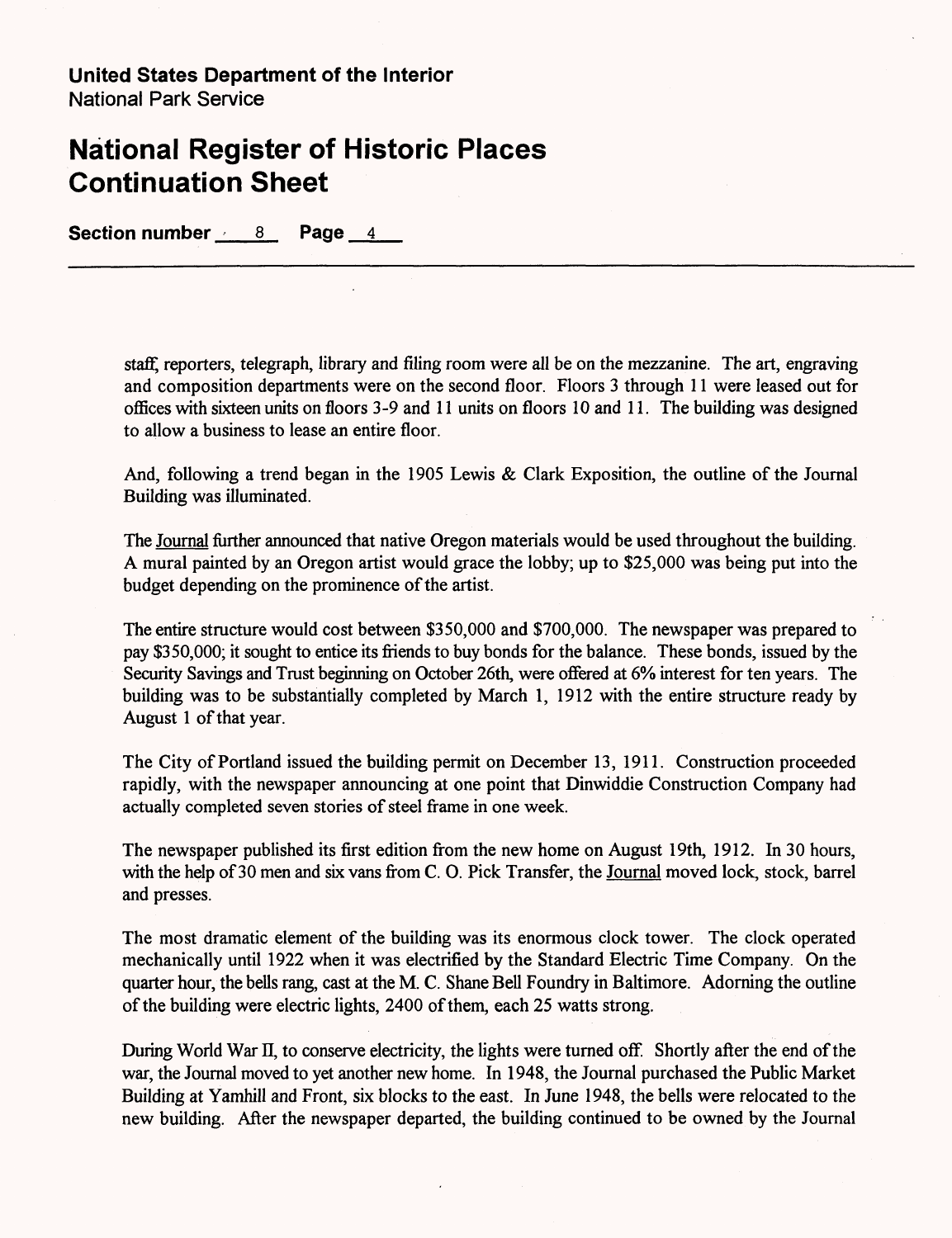staff, reporters, telegraph, library and filing room were all be on the mezzanine. The art, engraving and composition departments were on the second floor. Floors 3 through 11 were leased out for offices with sixteen units on floors 3-9 and 11 units on floors 10 and 11. The building was designed to allow a business to lease an entire floor.

And, following a trend began in the 1905 Lewis & Clark Exposition, the outline of the Journal Building was illuminated.

The Journal further announced that native Oregon materials would be used throughout the building. A mural painted by an Oregon artist would grace the lobby; up to $25,000 was being put into the budget depending on the prominence of the artist.

The entire structure would cost between $350,000 and $700,000. The newspaper was prepared to pay $350,000; it sought to entice its friends to buy bonds for the balance. These bonds, issued by the Security Savings and Trust beginning on October 26th, were offered at 6% interest for ten years. The building was to be substantially completed by March 1, 1912 with the entire structure ready by August 1 of that year.

The City of Portland issued the building permit on December 13, 1911. Construction proceeded rapidly, with the newspaper announcing at one point that Dinwiddie Construction Company had actually completed seven stories of steel frame in one week.

The newspaper published its first edition from the new home on August 19th, 1912. In 30 hours, with the help of 30 men and six vans from C. O. Pick Transfer, the Journal moved lock, stock, barrel and presses.

The most dramatic element of the building was its enormous clock tower. The clock operated mechanically until 1922 when it was electrified by the Standard Electric Time Company. On the quarter hour, the bells rang, cast at the M. C. Shane Bell Foundry in Baltimore. Adorning the outline of the building were electric lights, 2400 of them, each 25 watts strong.

During World War II, to conserve electricity, the lights were turned off. Shortly after the end of the war, the Journal moved to yet another new home. In 1948, the Journal purchased the Public Market Building at Yamhill and Front, six blocks to the east. In June 1948, the bells were relocated to the new building. After the newspaper departed, the building continued to be owned by the Journal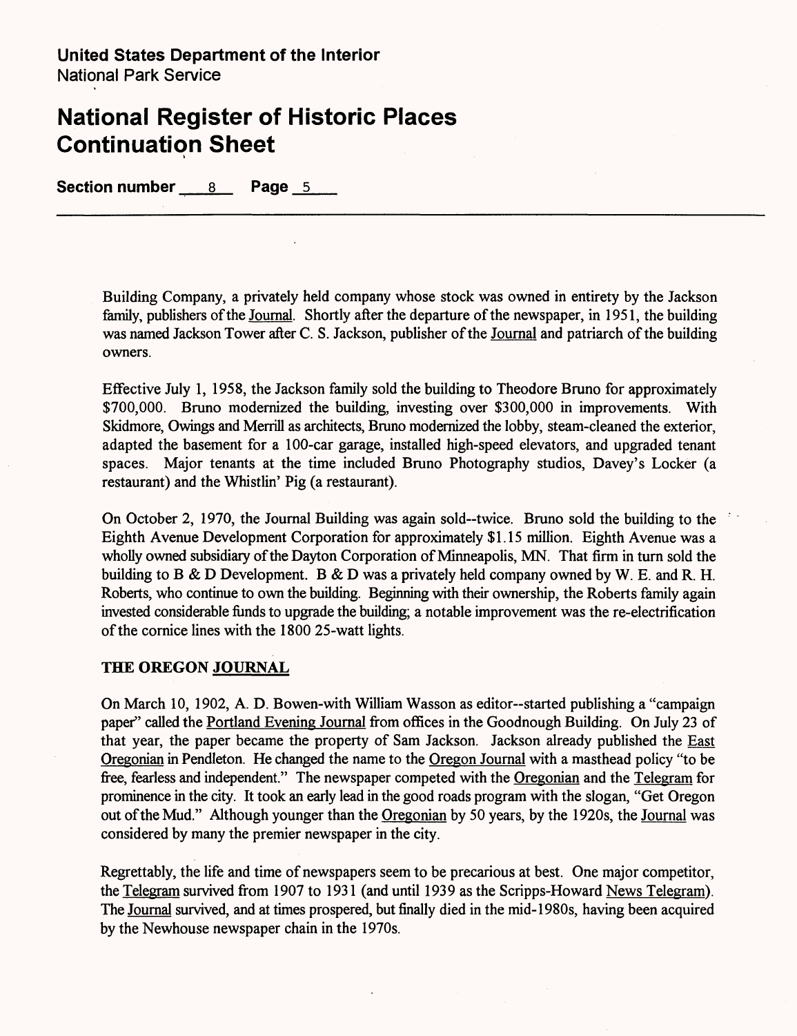Building Company, a privately held company whose stock was owned in entirety by the Jackson family, publishers of the Journal. Shortly after the departure of the newspaper, in 1951, the building was named Jackson Tower after C. S. Jackson, publisher of the Journal and patriarch of the building owners.

Effective July 1, 1958, the Jackson family sold the building to Theodore Bruno for approximately $700,000. Bruno modernized the building, investing over $300,000 in improvements. With Skidmore, Owings and Merrill as architects, Bruno modernized the lobby, steam-cleaned the exterior, adapted the basement for a 100-car garage, installed high-speed elevators, and upgraded tenant spaces. Major tenants at the time included Bruno Photography studios, Davey's Locker (a restaurant) and the Whistlin' Pig (a restaurant).

On October 2, 1970, the Journal Building was again sold--twice. Bruno sold the building to the Eighth Avenue Development Corporation for approximately $1.15 million. Eighth Avenue was a wholly owned subsidiary of the Dayton Corporation of Minneapolis, MN. That firm in turn sold the building to B & D Development. B & D was a privately held company owned by W. E. and R. H. Roberts, who continue to own the building. Beginning with their ownership, the Roberts family again invested considerable funds to upgrade the building; a notable improvement was the re-electrification of the cornice lines with the 1800 25-watt lights.

## THE OREGON JOURNAL

On March 10, 1902, A. D. Bowen-with William Wasson as editor--started publishing a "campaign paper" called the Portland Evening Journal from offices in the Goodnough Building. On July 23 of that year, the paper became the property of Sam Jackson. Jackson already published the East Oregonian in Pendleton. He changed the name to the Oregon Journal with a masthead policy "to be free, fearless and independent." The newspaper competed with the Oregonian and the Telegram for prominence in the city. It took an early lead in the good roads program with the slogan, "Get Oregon out of the Mud." Although younger than the Oregonian by 50 years, by the 1920s, the Journal was considered by many the premier newspaper in the city.

Regrettably, the life and time of newspapers seem to be precarious at best. One major competitor, the Telegram survived from 1907 to 1931 (and until 1939 as the Scripps-Howard News Telegram). The Journal survived, and at times prospered, but finally died in the mid-1980s, having been acquired by the Newhouse newspaper chain in the 1970s.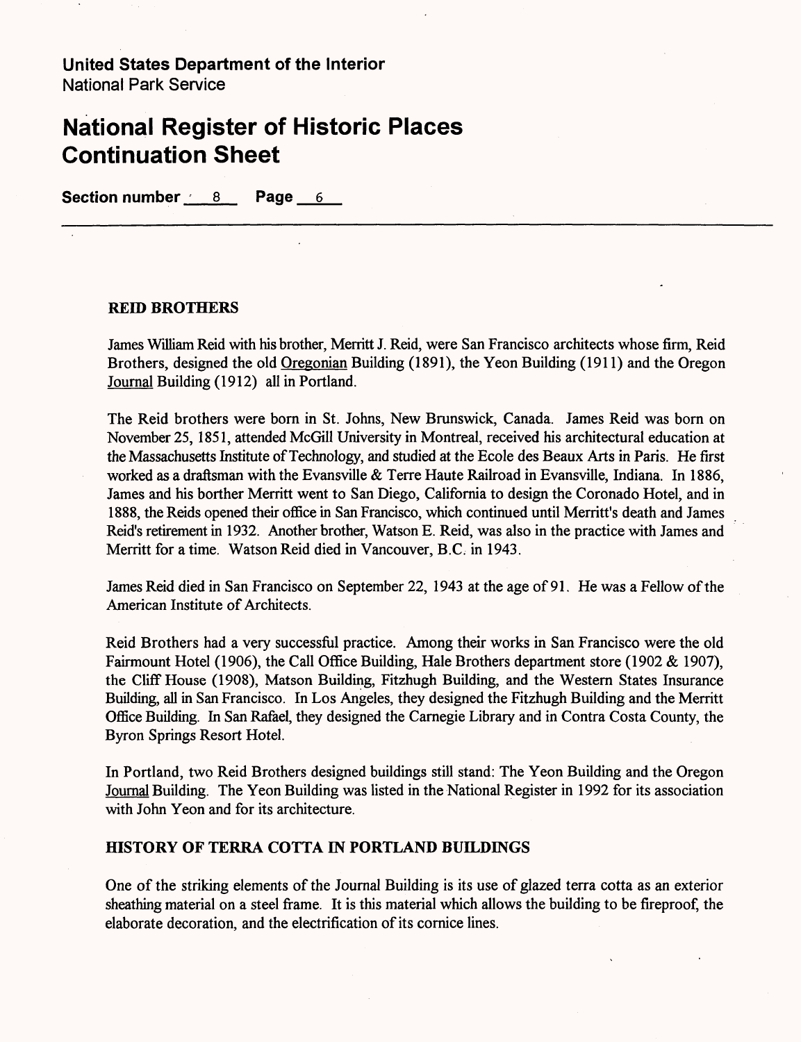United States Department of the Interior
National Park Service

# National Register of Historic Places Continuation Sheet

Section number 8 Page 6

## REID BROTHERS

James William Reid with his brother, Merritt J. Reid, were San Francisco architects whose firm, Reid Brothers, designed the old Oregonian Building (1891), the Yeon Building (1911) and the Oregon Journal Building (1912) all in Portland.

The Reid brothers were born in St. Johns, New Brunswick, Canada. James Reid was born on November 25, 1851, attended McGill University in Montreal, received his architectural education at the Massachusetts Institute of Technology, and studied at the Ecole des Beaux Arts in Paris. He first worked as a draftsman with the Evansville & Terre Haute Railroad in Evansville, Indiana. In 1886, James and his borther Merritt went to San Diego, California to design the Coronado Hotel, and in 1888, the Reids opened their office in San Francisco, which continued until Merritt's death and James Reid's retirement in 1932. Another brother, Watson E. Reid, was also in the practice with James and Merritt for a time. Watson Reid died in Vancouver, B.C. in 1943.

James Reid died in San Francisco on September 22, 1943 at the age of 91. He was a Fellow of the American Institute of Architects.

Reid Brothers had a very successful practice. Among their works in San Francisco were the old Fairmount Hotel (1906), the Call Office Building, Hale Brothers department store (1902 & 1907), the Cliff House (1908), Matson Building, Fitzhugh Building, and the Western States Insurance Building, all in San Francisco. In Los Angeles, they designed the Fitzhugh Building and the Merritt Office Building. In San Rafael, they designed the Carnegie Library and in Contra Costa County, the Byron Springs Resort Hotel.

In Portland, two Reid Brothers designed buildings still stand: The Yeon Building and the Oregon Journal Building. The Yeon Building was listed in the National Register in 1992 for its association with John Yeon and for its architecture.

## HISTORY OF TERRA COTTA IN PORTLAND BUILDINGS

One of the striking elements of the Journal Building is its use of glazed terra cotta as an exterior sheathing material on a steel frame. It is this material which allows the building to be fireproof, the elaborate decoration, and the electrification of its cornice lines.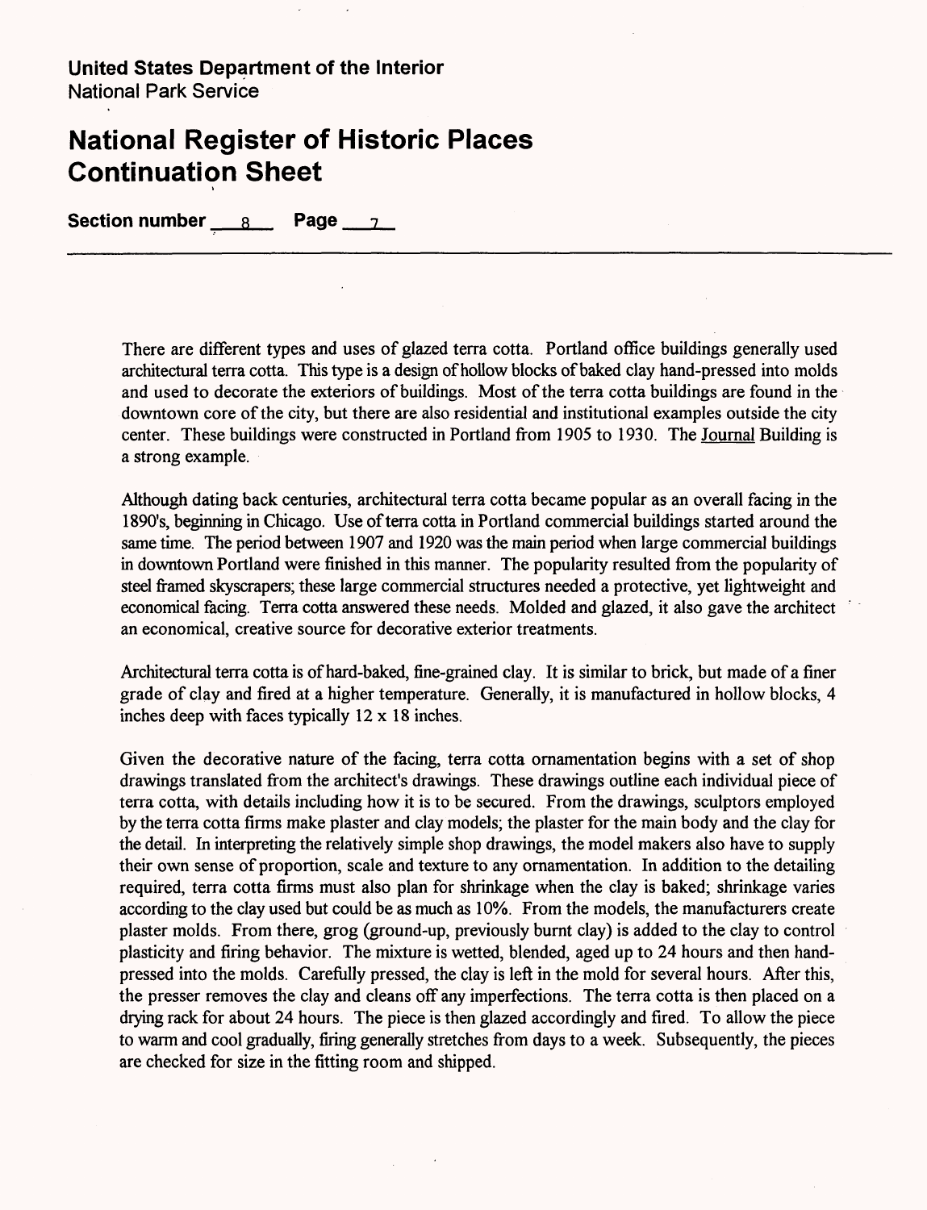There are different types and uses of glazed terra cotta. Portland office buildings generally used architectural terra cotta. This type is a design of hollow blocks of baked clay hand-pressed into molds and used to decorate the exteriors of buildings. Most of the terra cotta buildings are found in the downtown core of the city, but there are also residential and institutional examples outside the city center. These buildings were constructed in Portland from 1905 to 1930. The Journal Building is a strong example.

Although dating back centuries, architectural terra cotta became popular as an overall facing in the 1890's, beginning in Chicago. Use of terra cotta in Portland commercial buildings started around the same time. The period between 1907 and 1920 was the main period when large commercial buildings in downtown Portland were finished in this manner. The popularity resulted from the popularity of steel framed skyscrapers; these large commercial structures needed a protective, yet lightweight and economical facing. Terra cotta answered these needs. Molded and glazed, it also gave the architect an economical, creative source for decorative exterior treatments.

Architectural terra cotta is of hard-baked, fine-grained clay. It is similar to brick, but made of a finer grade of clay and fired at a higher temperature. Generally, it is manufactured in hollow blocks, 4 inches deep with faces typically 12 x 18 inches.

Given the decorative nature of the facing, terra cotta ornamentation begins with a set of shop drawings translated from the architect's drawings. These drawings outline each individual piece of terra cotta, with details including how it is to be secured. From the drawings, sculptors employed by the terra cotta firms make plaster and clay models; the plaster for the main body and the clay for the detail. In interpreting the relatively simple shop drawings, the model makers also have to supply their own sense of proportion, scale and texture to any ornamentation. In addition to the detailing required, terra cotta firms must also plan for shrinkage when the clay is baked; shrinkage varies according to the clay used but could be as much as 10%. From the models, the manufacturers create plaster molds. From there, grog (ground-up, previously burnt clay) is added to the clay to control plasticity and firing behavior. The mixture is wetted, blended, aged up to 24 hours and then hand-pressed into the molds. Carefully pressed, the clay is left in the mold for several hours. After this, the presser removes the clay and cleans off any imperfections. The terra cotta is then placed on a drying rack for about 24 hours. The piece is then glazed accordingly and fired. To allow the piece to warm and cool gradually, firing generally stretches from days to a week. Subsequently, the pieces are checked for size in the fitting room and shipped.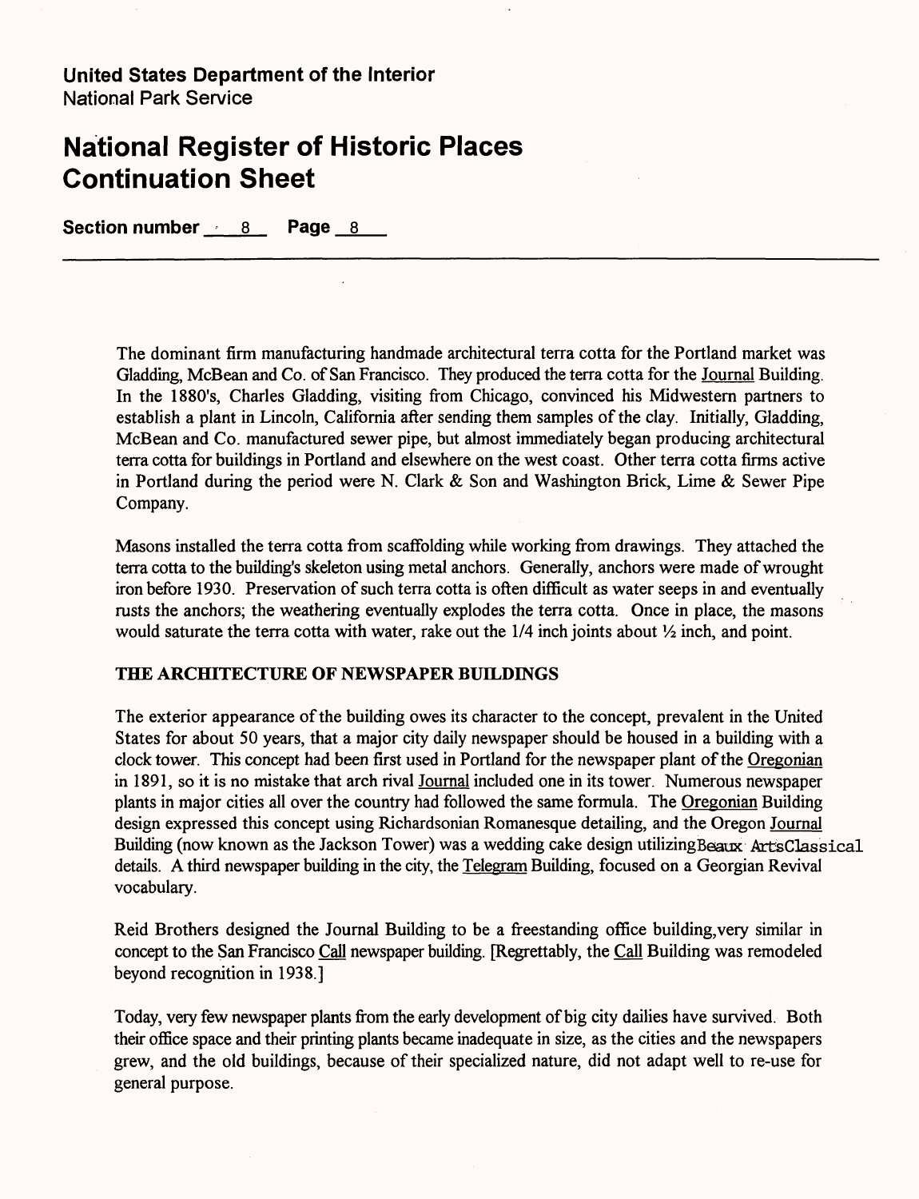**United States Department of the Interior**
National Park Service

# National Register of Historic Places Continuation Sheet

**Section number** 8 **Page** 8

---

The dominant firm manufacturing handmade architectural terra cotta for the Portland market was Gladding, McBean and Co. of San Francisco. They produced the terra cotta for the Journal Building. In the 1880's, Charles Gladding, visiting from Chicago, convinced his Midwestern partners to establish a plant in Lincoln, California after sending them samples of the clay. Initially, Gladding, McBean and Co. manufactured sewer pipe, but almost immediately began producing architectural terra cotta for buildings in Portland and elsewhere on the west coast. Other terra cotta firms active in Portland during the period were N. Clark & Son and Washington Brick, Lime & Sewer Pipe Company.

Masons installed the terra cotta from scaffolding while working from drawings. They attached the terra cotta to the building's skeleton using metal anchors. Generally, anchors were made of wrought iron before 1930. Preservation of such terra cotta is often difficult as water seeps in and eventually rusts the anchors; the weathering eventually explodes the terra cotta. Once in place, the masons would saturate the terra cotta with water, rake out the 1/4 inch joints about ½ inch, and point.

### THE ARCHITECTURE OF NEWSPAPER BUILDINGS

The exterior appearance of the building owes its character to the concept, prevalent in the United States for about 50 years, that a major city daily newspaper should be housed in a building with a clock tower. This concept had been first used in Portland for the newspaper plant of the Oregonian in 1891, so it is no mistake that arch rival Journal included one in its tower. Numerous newspaper plants in major cities all over the country had followed the same formula. The Oregonian Building design expressed this concept using Richardsonian Romanesque detailing, and the Oregon Journal Building (now known as the Jackson Tower) was a wedding cake design utilizing Beaux Arts Classical details. A third newspaper building in the city, the Telegram Building, focused on a Georgian Revival vocabulary.

Reid Brothers designed the Journal Building to be a freestanding office building, very similar in concept to the San Francisco Call newspaper building. [Regrettably, the Call Building was remodeled beyond recognition in 1938.]

Today, very few newspaper plants from the early development of big city dailies have survived. Both their office space and their printing plants became inadequate in size, as the cities and the newspapers grew, and the old buildings, because of their specialized nature, did not adapt well to re-use for general purpose.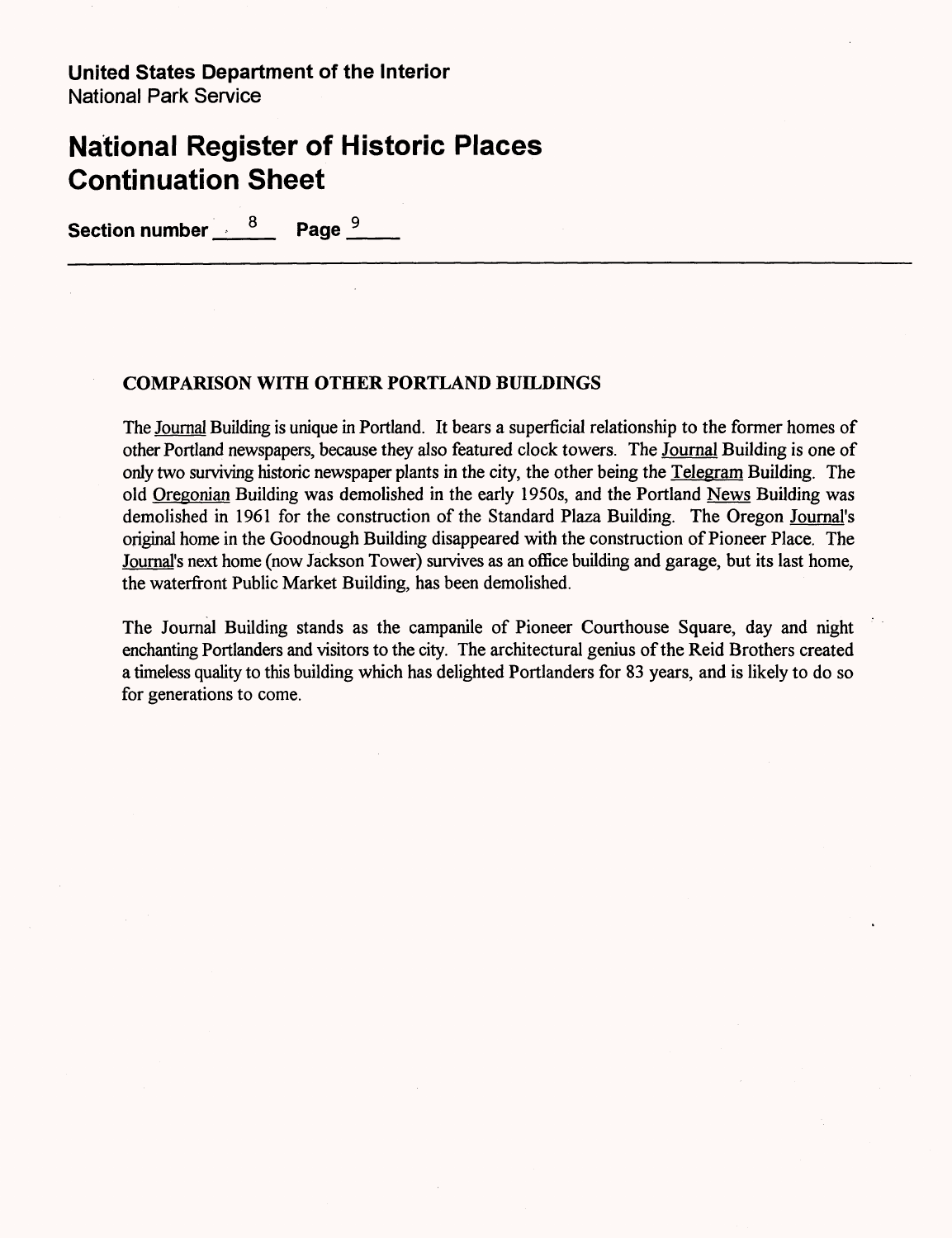**United States Department of the Interior**
National Park Service

# National Register of Historic Places Continuation Sheet

**Section number** 8 **Page** 9

## COMPARISON WITH OTHER PORTLAND BUILDINGS

The Journal Building is unique in Portland. It bears a superficial relationship to the former homes of other Portland newspapers, because they also featured clock towers. The Journal Building is one of only two surviving historic newspaper plants in the city, the other being the Telegram Building. The old Oregonian Building was demolished in the early 1950s, and the Portland News Building was demolished in 1961 for the construction of the Standard Plaza Building. The Oregon Journal's original home in the Goodnough Building disappeared with the construction of Pioneer Place. The Journal's next home (now Jackson Tower) survives as an office building and garage, but its last home, the waterfront Public Market Building, has been demolished.

The Journal Building stands as the campanile of Pioneer Courthouse Square, day and night enchanting Portlanders and visitors to the city. The architectural genius of the Reid Brothers created a timeless quality to this building which has delighted Portlanders for 83 years, and is likely to do so for generations to come.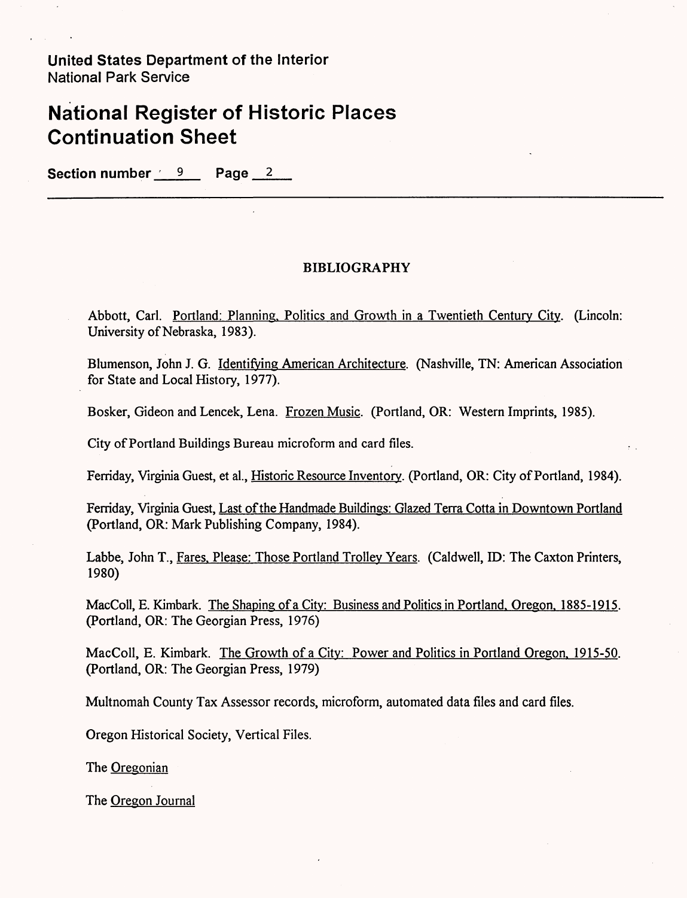United States Department of the Interior
National Park Service

# National Register of Historic Places Continuation Sheet

**Section number** 9 **Page** 2

## BIBLIOGRAPHY

Abbott, Carl. Portland: Planning, Politics and Growth in a Twentieth Century City. (Lincoln: University of Nebraska, 1983).

Blumenson, John J. G. Identifying American Architecture. (Nashville, TN: American Association for State and Local History, 1977).

Bosker, Gideon and Lencek, Lena. Frozen Music. (Portland, OR: Western Imprints, 1985).

City of Portland Buildings Bureau microform and card files.

Ferriday, Virginia Guest, et al., Historic Resource Inventory. (Portland, OR: City of Portland, 1984).

Ferriday, Virginia Guest, Last of the Handmade Buildings: Glazed Terra Cotta in Downtown Portland (Portland, OR: Mark Publishing Company, 1984).

Labbe, John T., Fares, Please: Those Portland Trolley Years. (Caldwell, ID: The Caxton Printers, 1980)

MacColl, E. Kimbark. The Shaping of a City: Business and Politics in Portland, Oregon, 1885-1915. (Portland, OR: The Georgian Press, 1976)

MacColl, E. Kimbark. The Growth of a City: Power and Politics in Portland Oregon, 1915-50. (Portland, OR: The Georgian Press, 1979)

Multnomah County Tax Assessor records, microform, automated data files and card files.

Oregon Historical Society, Vertical Files.

The Oregonian

The Oregon Journal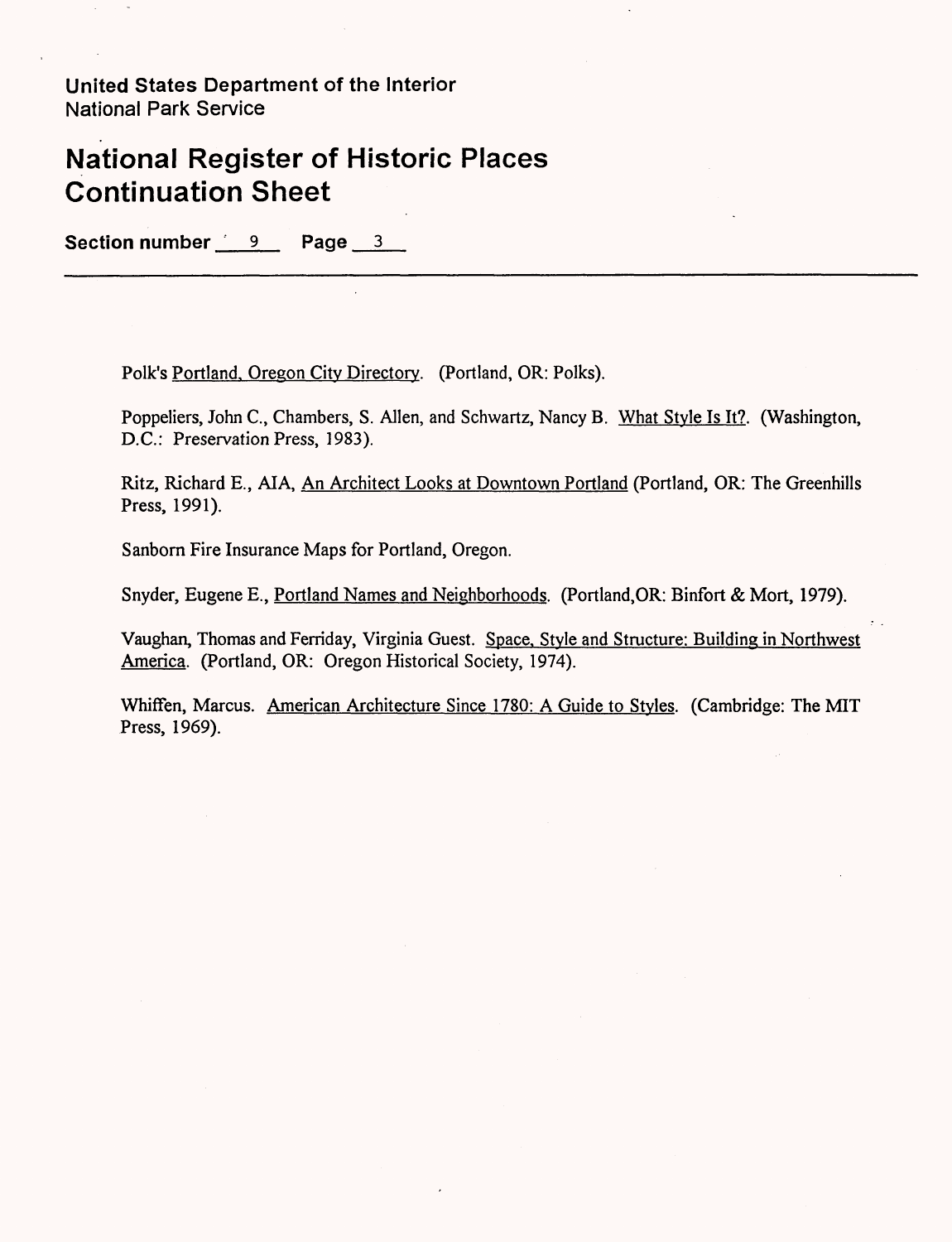United States Department of the Interior
National Park Service

# National Register of Historic Places Continuation Sheet

**Section number 9 Page 3**

---

Polk's Portland, Oregon City Directory. (Portland, OR: Polks).

Poppeliers, John C., Chambers, S. Allen, and Schwartz, Nancy B. What Style Is It?. (Washington, D.C.: Preservation Press, 1983).

Ritz, Richard E., AIA, An Architect Looks at Downtown Portland (Portland, OR: The Greenhills Press, 1991).

Sanborn Fire Insurance Maps for Portland, Oregon.

Snyder, Eugene E., Portland Names and Neighborhoods. (Portland,OR: Binfort & Mort, 1979).

Vaughan, Thomas and Ferriday, Virginia Guest. Space, Style and Structure: Building in Northwest America. (Portland, OR: Oregon Historical Society, 1974).

Whiffen, Marcus. American Architecture Since 1780: A Guide to Styles. (Cambridge: The MIT Press, 1969).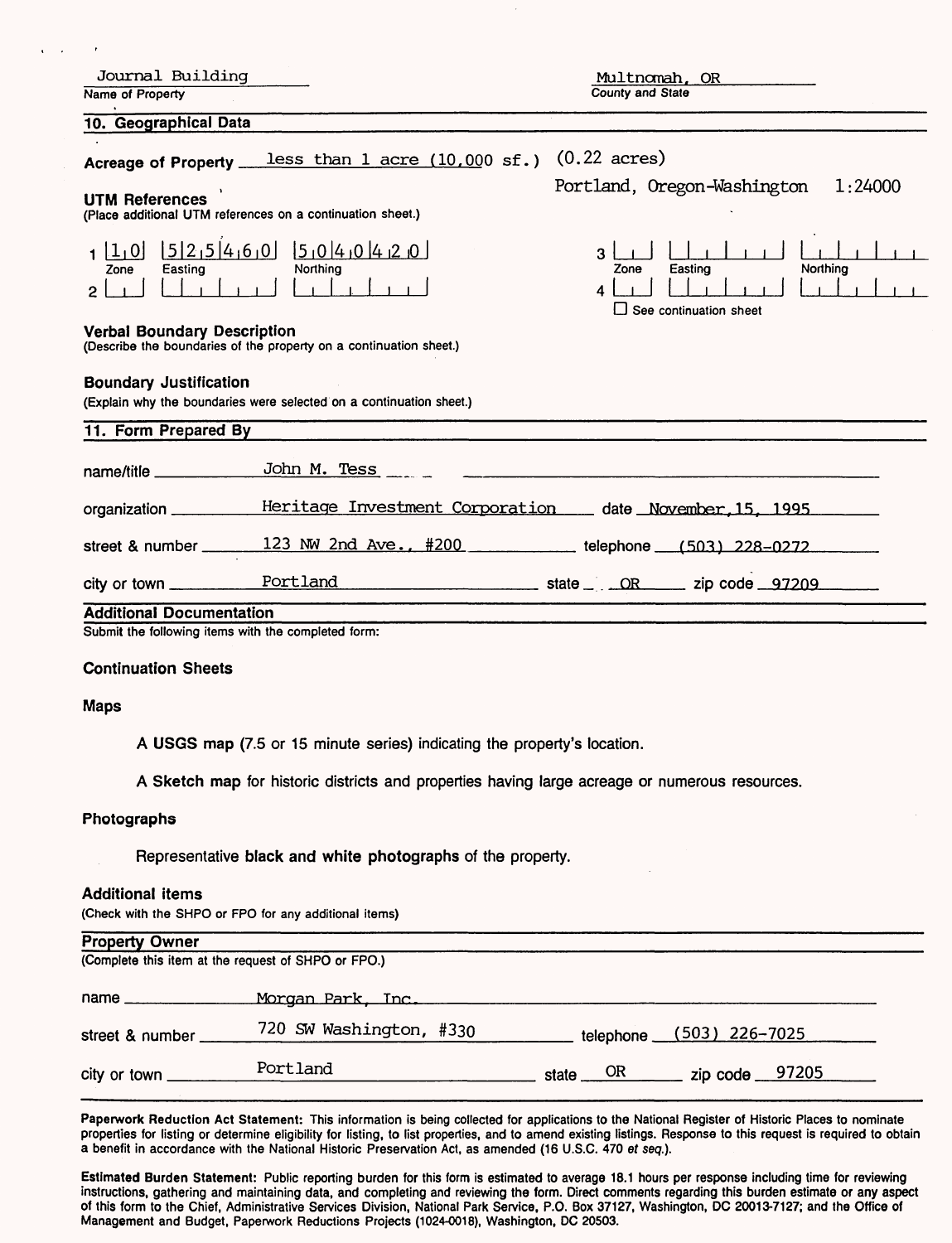Journal Building
Name of Property

Multnomah, OR
County and State

## 10. Geographical Data

**Acreage of Property** less than 1 acre (10,000 sf.) (0.22 acres)

Portland, Oregon-Washington 1:24000

**UTM References**
(Place additional UTM references on a continuation sheet.)

| | Zone | Easting | Northing |
|---|---|---|---|
| 1 | 10 | 525460 | 5040420 |
| 2 | | | |
| 3 | | | |
| 4 | | | |

☐ See continuation sheet

**Verbal Boundary Description**
(Describe the boundaries of the property on a continuation sheet.)

**Boundary Justification**
(Explain why the boundaries were selected on a continuation sheet.)

## 11. Form Prepared By

name/title John M. Tess

organization Heritage Investment Corporation date November 15, 1995

street & number 123 NW 2nd Ave., #200 telephone (503) 228-0272

city or town Portland state OR zip code 97209

## Additional Documentation

Submit the following items with the completed form:

**Continuation Sheets**

**Maps**

A **USGS map** (7.5 or 15 minute series) indicating the property's location.

A **Sketch map** for historic districts and properties having large acreage or numerous resources.

**Photographs**

Representative **black and white photographs** of the property.

**Additional items**
(Check with the SHPO or FPO for any additional items)

## Property Owner

(Complete this item at the request of SHPO or FPO.)

name Morgan Park, Inc.

street & number 720 SW Washington, #330 telephone (503) 226-7025

city or town Portland state OR zip code 97205

**Paperwork Reduction Act Statement:** This information is being collected for applications to the National Register of Historic Places to nominate properties for listing or determine eligibility for listing, to list properties, and to amend existing listings. Response to this request is required to obtain a benefit in accordance with the National Historic Preservation Act, as amended (16 U.S.C. 470 *et seq.*).

**Estimated Burden Statement:** Public reporting burden for this form is estimated to average 18.1 hours per response including time for reviewing instructions, gathering and maintaining data, and completing and reviewing the form. Direct comments regarding this burden estimate or any aspect of this form to the Chief, Administrative Services Division, National Park Service, P.O. Box 37127, Washington, DC 20013-7127; and the Office of Management and Budget, Paperwork Reductions Projects (1024-0018), Washington, DC 20503.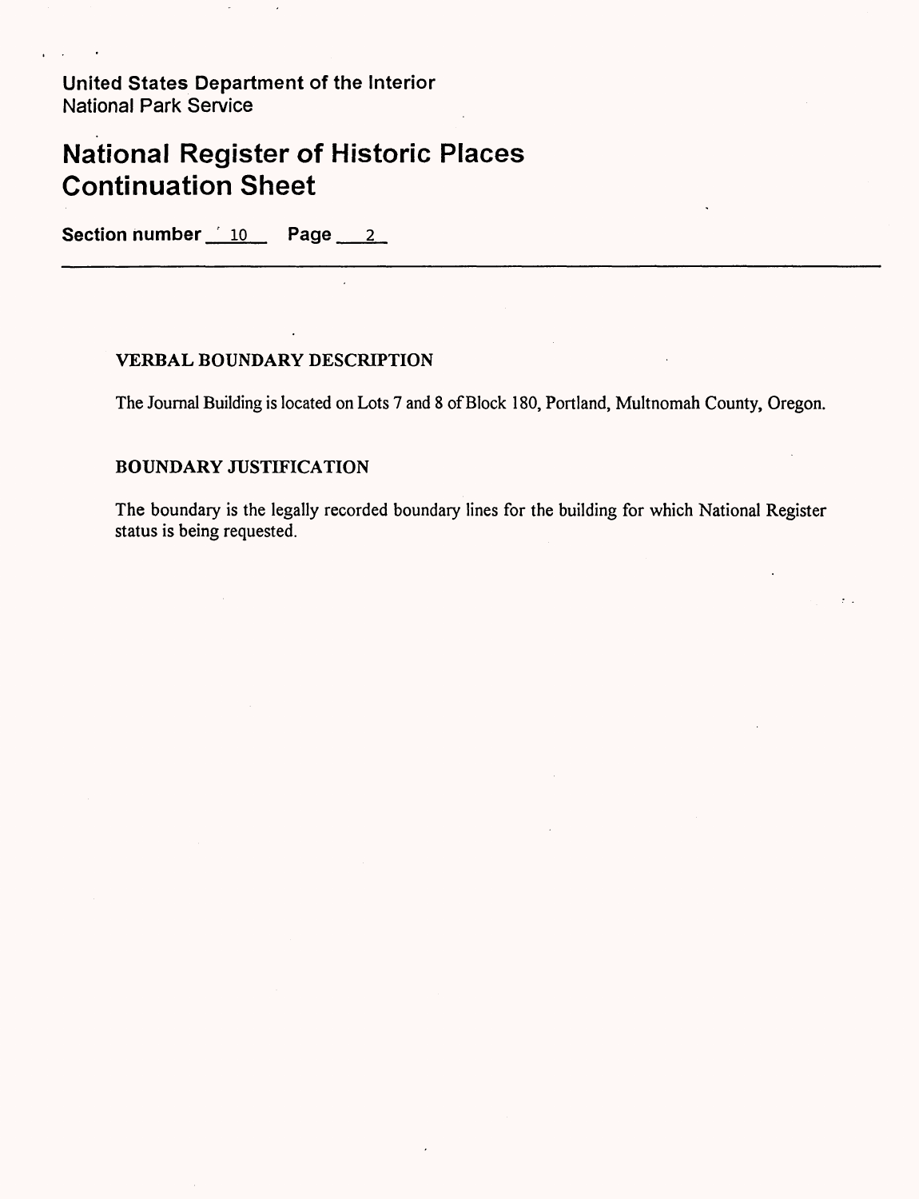United States Department of the Interior
National Park Service

# National Register of Historic Places Continuation Sheet

**Section number** 10 **Page** 2

## VERBAL BOUNDARY DESCRIPTION

The Journal Building is located on Lots 7 and 8 of Block 180, Portland, Multnomah County, Oregon.

## BOUNDARY JUSTIFICATION

The boundary is the legally recorded boundary lines for the building for which National Register status is being requested.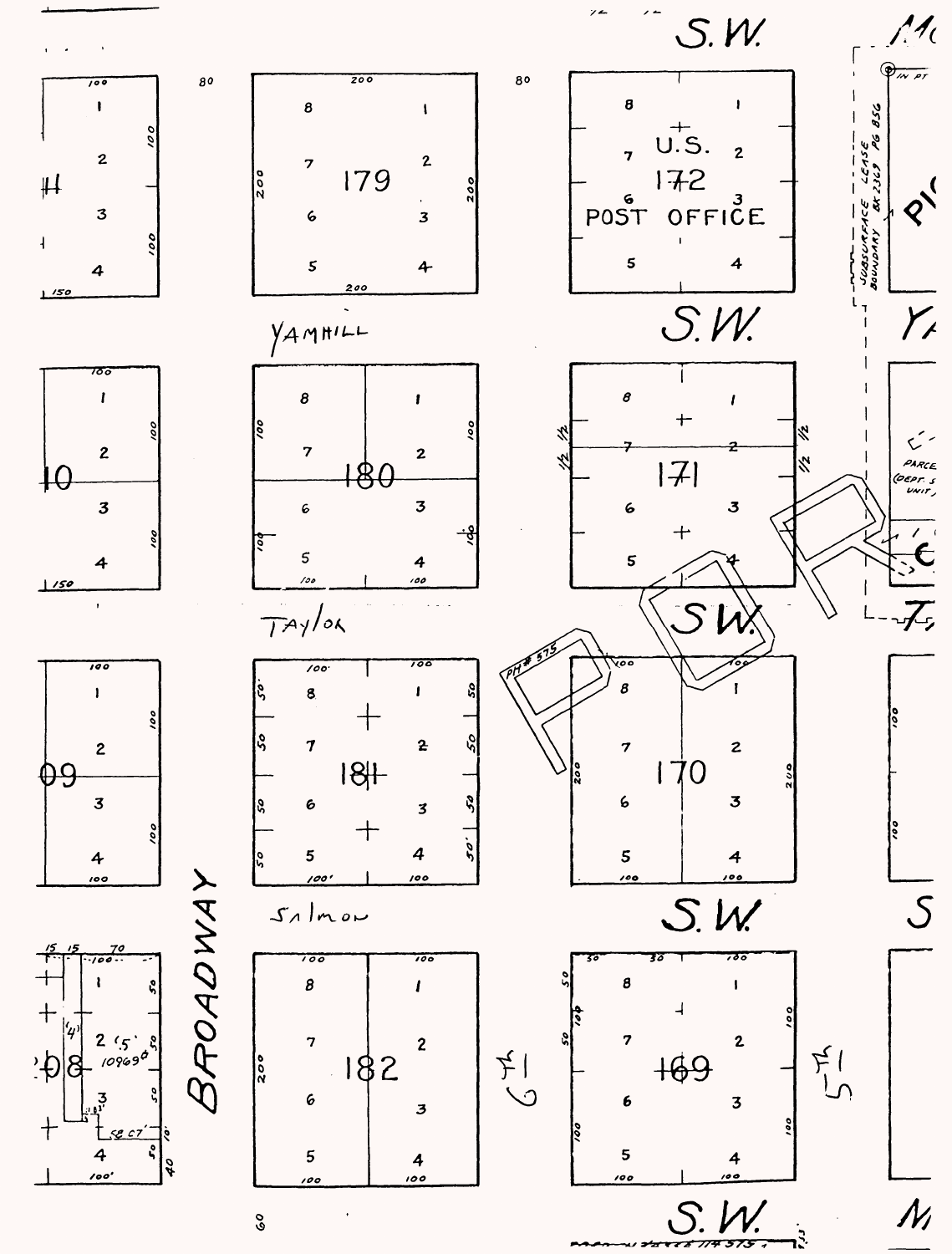S.W.

U.S. 172 POST OFFICE

179

180

171

181

170

182

169

YAMHILL

Taylor

Salmon

BROADWAY

6th

5th

S.W.

SUBSURFACE LEASE BOUNDARY BK 2369 PG 856

PM # 575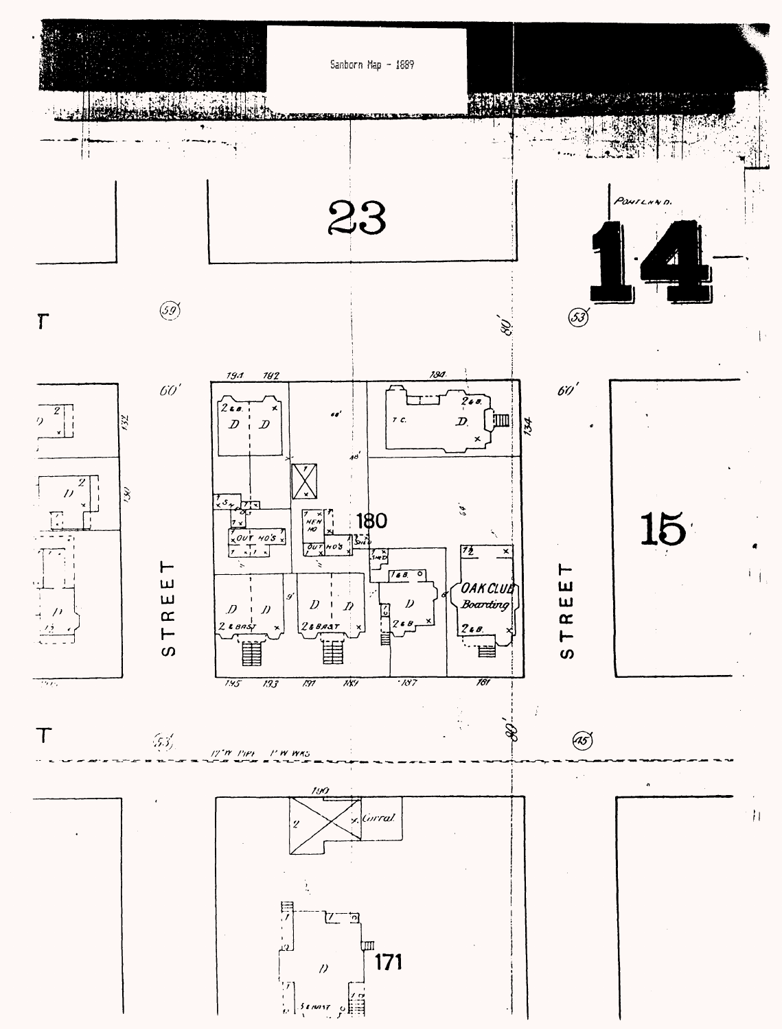Sanborn Map - 1889

23

14

15

180

171

PORTLAND.

STREET

STREET

OAK CLUB
Boarding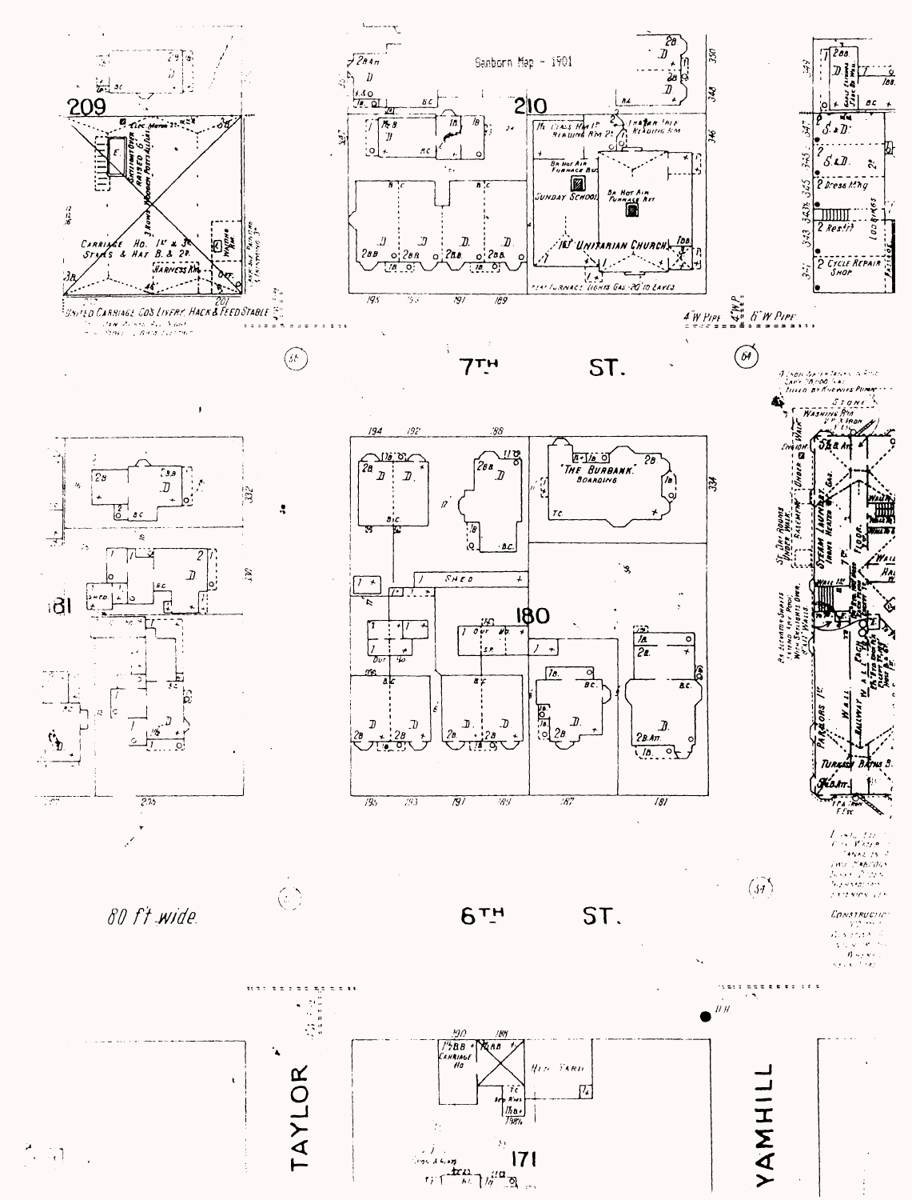Sanborn Map - 1901

209

210

180

181

171

7TH ST.

6TH ST.

TAYLOR

YAMHILL

80 ft wide.

1ST UNITARIAN CHURCH

SUNDAY SCHOOL

"THE BURBANK" BOARDING

UNITED CARRIAGE CO'S LIVERY, HACK & FEED STABLE

CARRIAGE HO. 1ST & 3D, STALLS & HAY B. & 2D.

HARNESS RM.

STEAM LAUNDRY

TURKISH BATHS

PARLORS 1ST

2 DRESS MKG

2 CYCLE REPAIR SHOP

2 RES'T

S. & D.

SHED

LIVERY YARD

CARRIAGE HO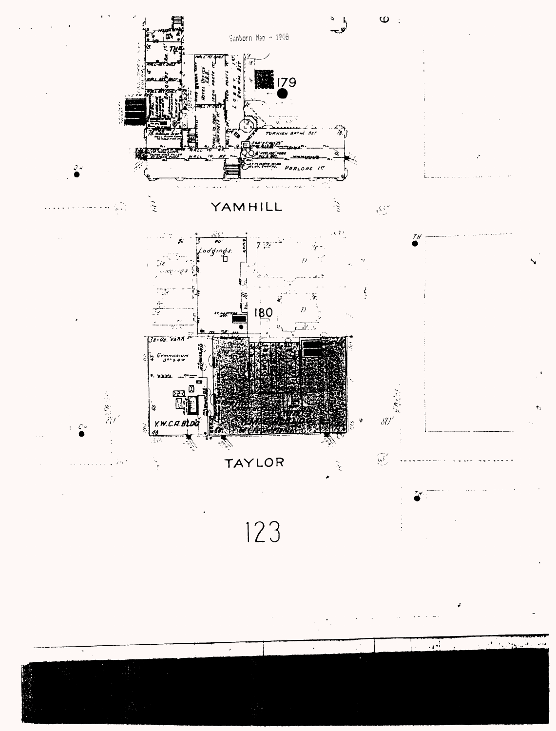Sanborn Map - 1908

179

TURKISH BATHS

PARLORS

YAMHILL

Lodgings

180

GYMNASIUM

Y.W.C.A. BLDG

TAYLOR

123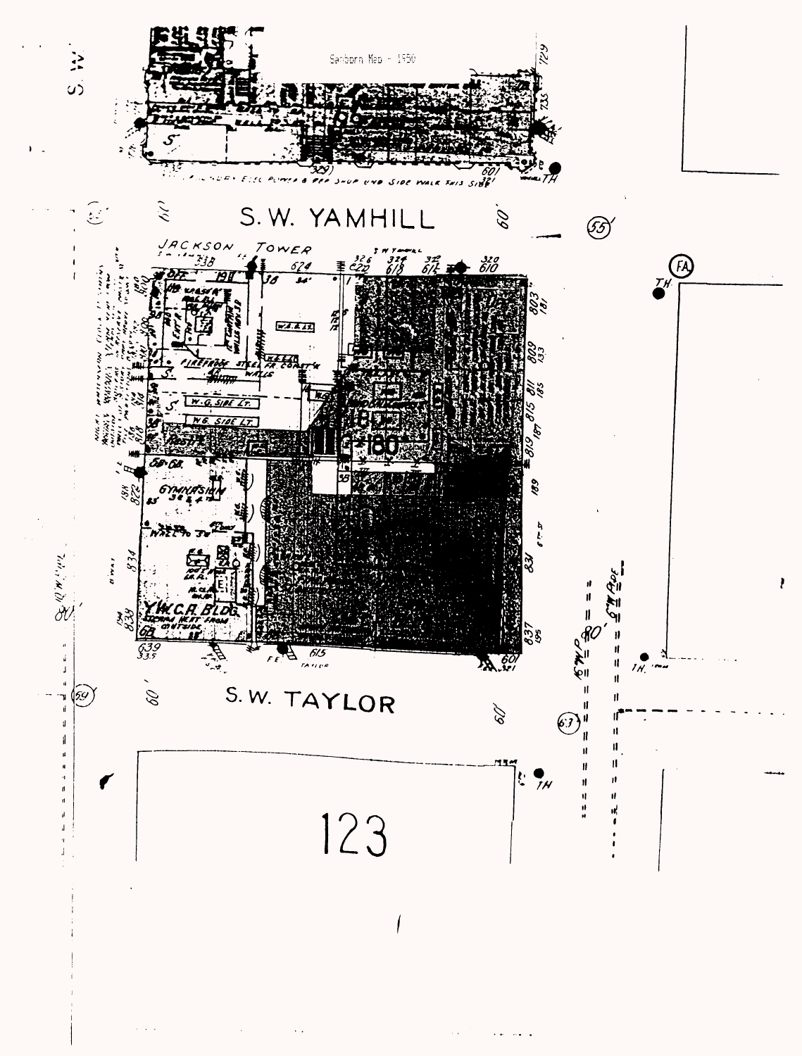Sanborn Map - 1950

S.W. YAMHILL

JACKSON TOWER

YWCA BLDG.

GYMNASIUM

S.W. TAYLOR

6TH AVE.

123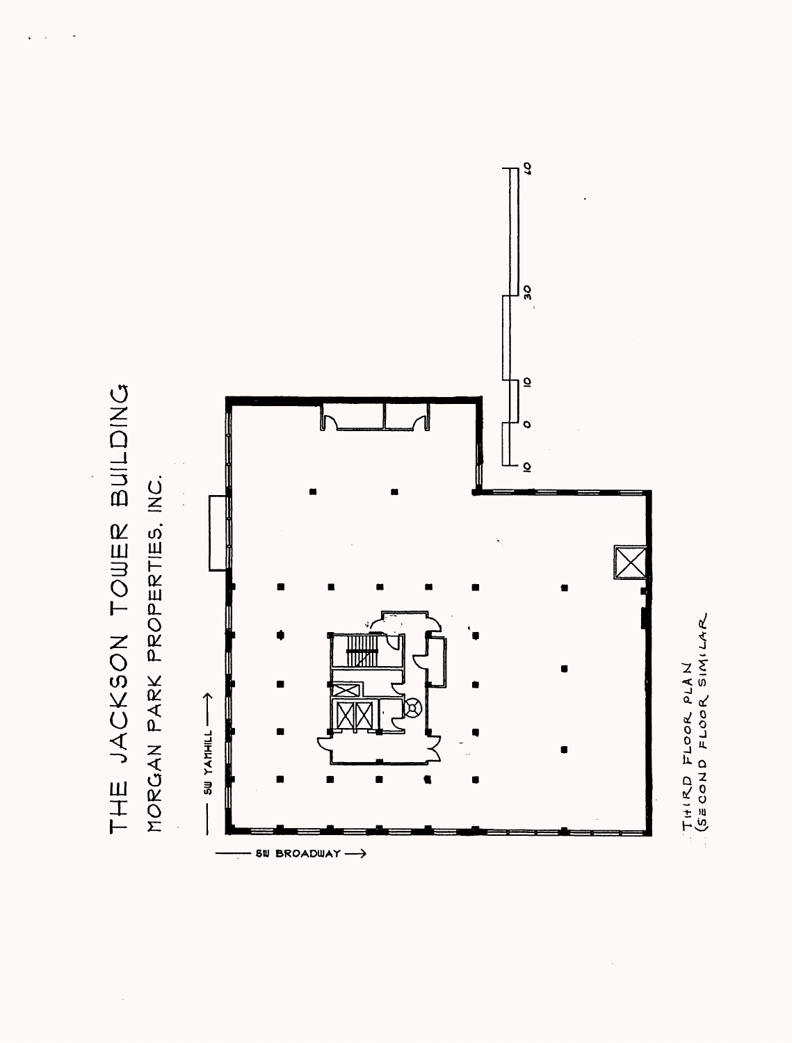# THE JACKSON TOWER BUILDING

MORGAN PARK PROPERTIES, INC.

SW YAMHILL →

SW BROADWAY →

10 0 10 30 60

THIRD FLOOR PLAN
(SECOND FLOOR SIMILAR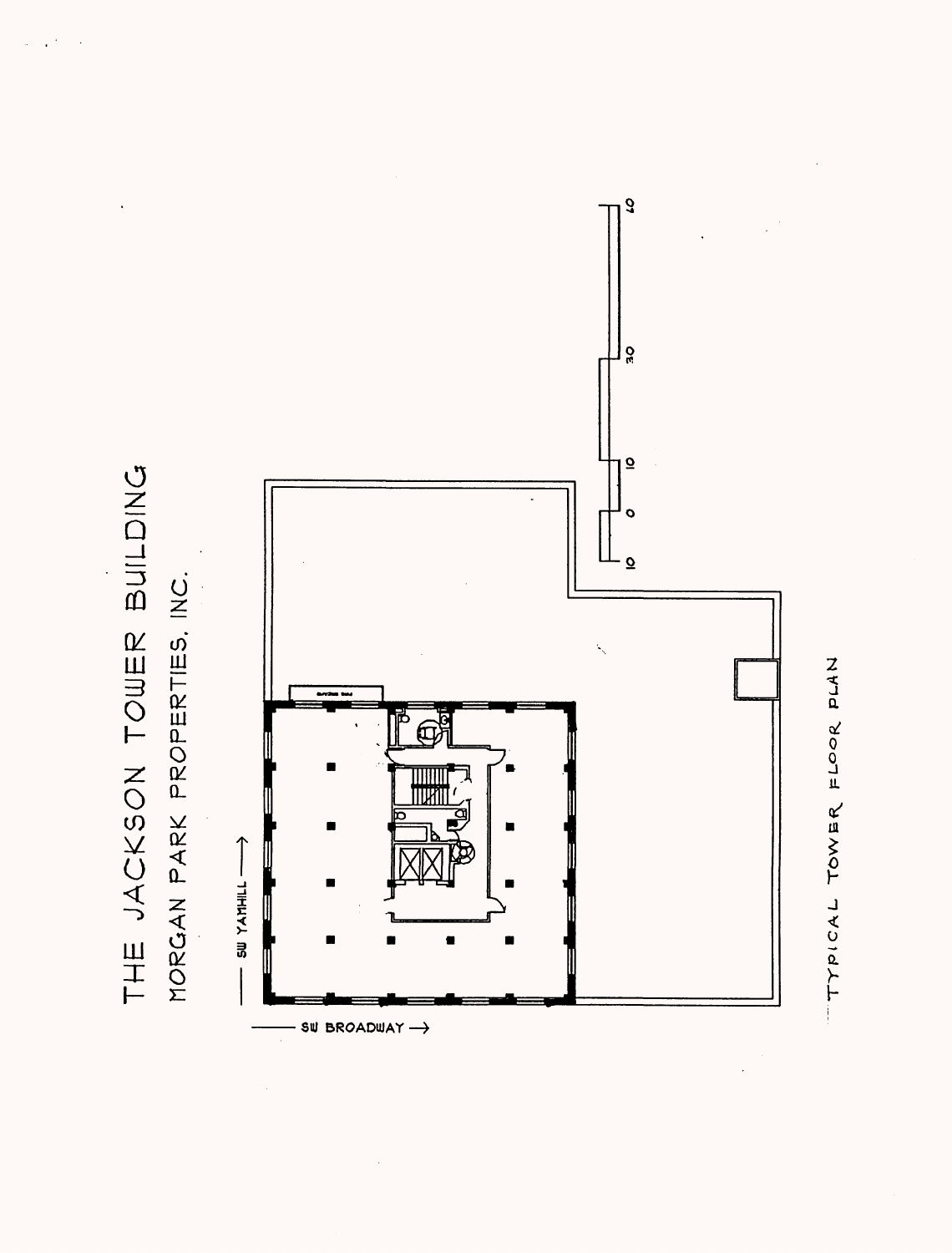# THE JACKSON TOWER BUILDING

MORGAN PARK PROPERTIES, INC.

SW YAMHILL →

SW BROADWAY →

10 0 10 30 60

TYPICAL TOWER FLOOR PLAN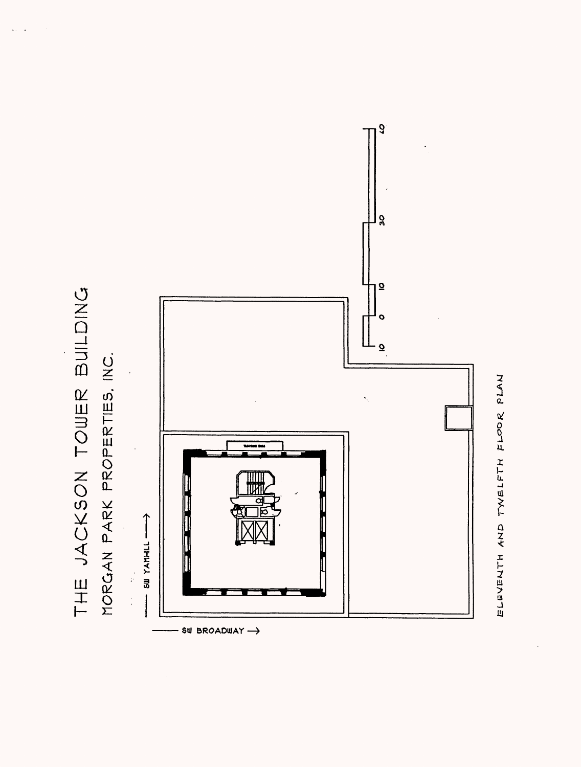# THE JACKSON TOWER BUILDING

MORGAN PARK PROPERTIES, INC.

SW YAMHILL →

SW BROADWAY →

10 0 10 30 60

ELEVENTH AND TWELFTH FLOOR PLAN